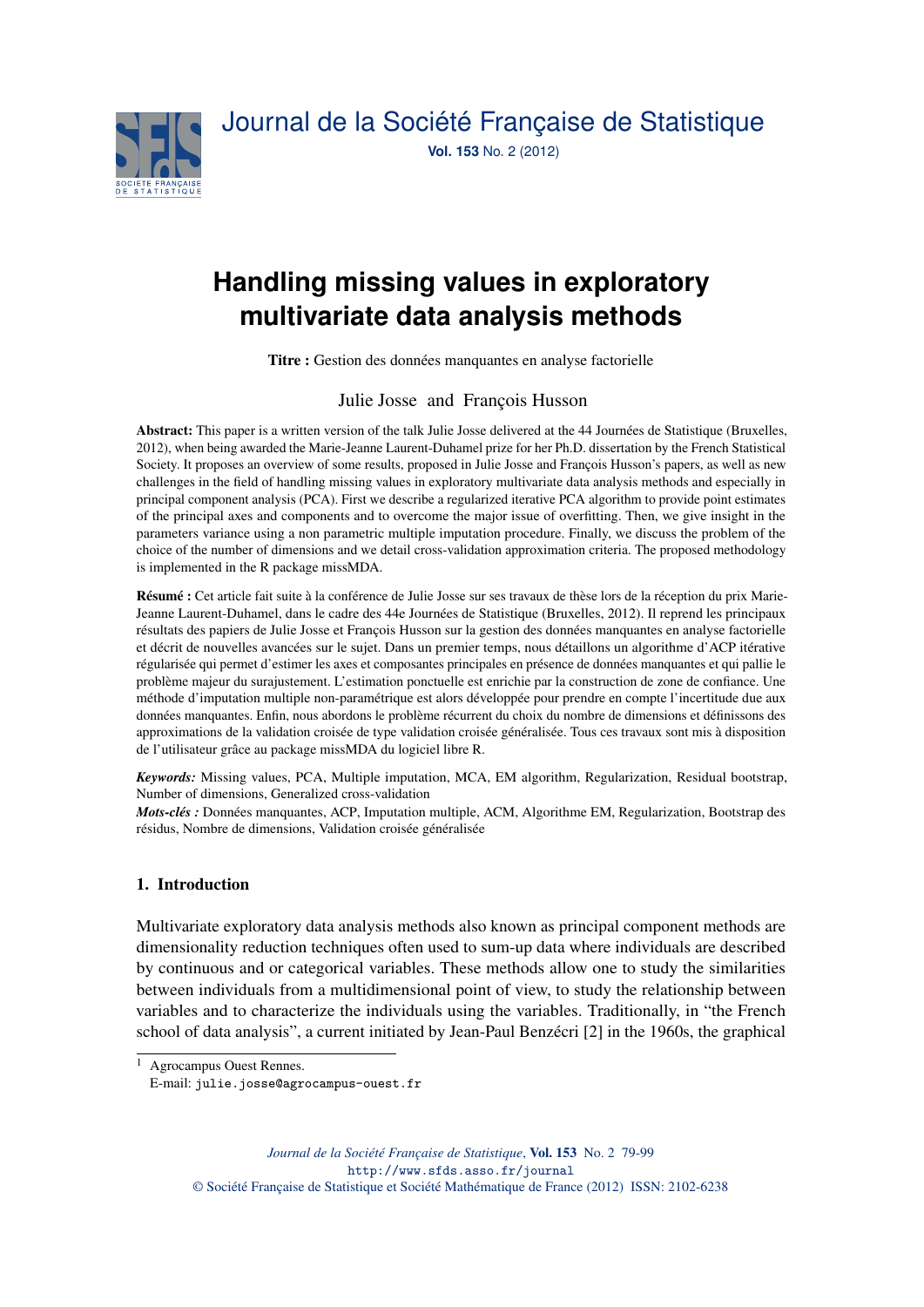# Handling missing values in exploratory multivariate data analysis methods

**Titre :** Gestion des données manquantes en analyse factorielle

Julie Josse and François Husson

**Abstract:** This paper is a written version of the talk Julie Josse delivered at the 44 Journées de Statistique (Bruxelles, 2012), when being awarded the Marie-Jeanne Laurent-Duhamel prize for her Ph.D. dissertation by the French Statistical Society. It proposes an overview of some results, proposed in Julie Josse and François Husson's papers, as well as new challenges in the field of handling missing values in exploratory multivariate data analysis methods and especially in principal component analysis (PCA). First we describe a regularized iterative PCA algorithm to provide point estimates of the principal axes and components and to overcome the major issue of overfitting. Then, we give insight in the parameters variance using a non parametric multiple imputation procedure. Finally, we discuss the problem of the choice of the number of dimensions and we detail cross-validation approximation criteria. The proposed methodology is implemented in the R package missMDA.

**Résumé :** Cet article fait suite à la conférence de Julie Josse sur ses travaux de thèse lors de la réception du prix Marie-Jeanne Laurent-Duhamel, dans le cadre des 44e Journées de Statistique (Bruxelles, 2012). Il reprend les principaux résultats des papiers de Julie Josse et François Husson sur la gestion des données manquantes en analyse factorielle et décrit de nouvelles avancées sur le sujet. Dans un premier temps, nous détaillons un algorithme d'ACP itérative régularisée qui permet d'estimer les axes et composantes principales en présence de données manquantes et qui pallie le problème majeur du surajustement. L'estimation ponctuelle est enrichie par la construction de zone de confiance. Une méthode d'imputation multiple non-paramétrique est alors développée pour prendre en compte l'incertitude due aux données manquantes. Enfin, nous abordons le problème récurrent du choix du nombre de dimensions et définissons des approximations de la validation croisée de type validation croisée généralisée. Tous ces travaux sont mis à disposition de l'utilisateur grâce au package missMDA du logiciel libre R.

***Keywords:*** Missing values, PCA, Multiple imputation, MCA, EM algorithm, Regularization, Residual bootstrap, Number of dimensions, Generalized cross-validation

***Mots-clés :*** Données manquantes, ACP, Imputation multiple, ACM, Algorithme EM, Regularization, Bootstrap des résidus, Nombre de dimensions, Validation croisée généralisée

## 1. Introduction

Multivariate exploratory data analysis methods also known as principal component methods are dimensionality reduction techniques often used to sum-up data where individuals are described by continuous and or categorical variables. These methods allow one to study the similarities between individuals from a multidimensional point of view, to study the relationship between variables and to characterize the individuals using the variables. Traditionally, in "the French school of data analysis", a current initiated by Jean-Paul Benzécri [2] in the 1960s, the graphical

[1] Agrocampus Ouest Rennes.
E-mail: julie.josse@agrocampus-ouest.fr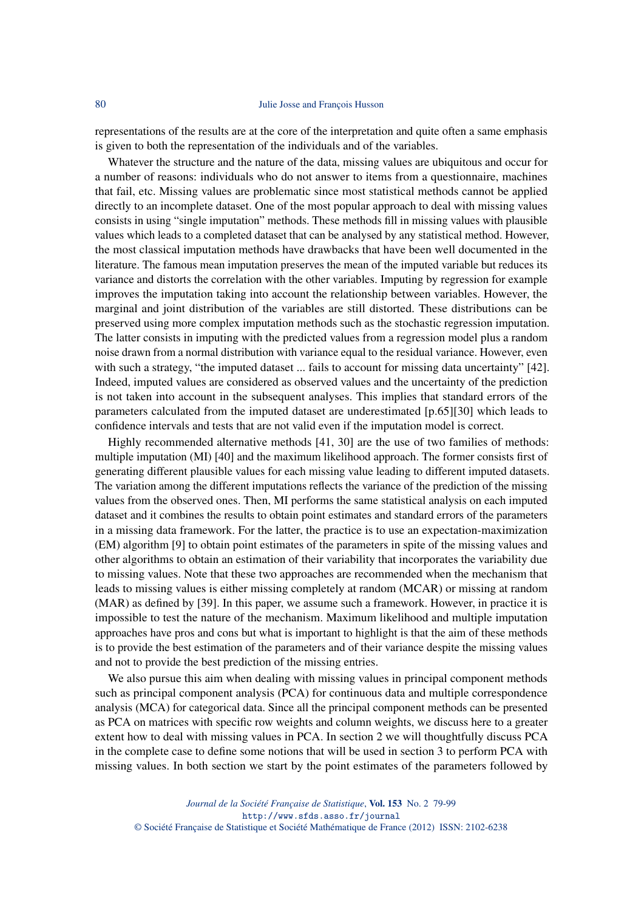representations of the results are at the core of the interpretation and quite often a same emphasis is given to both the representation of the individuals and of the variables.

Whatever the structure and the nature of the data, missing values are ubiquitous and occur for a number of reasons: individuals who do not answer to items from a questionnaire, machines that fail, etc. Missing values are problematic since most statistical methods cannot be applied directly to an incomplete dataset. One of the most popular approach to deal with missing values consists in using "single imputation" methods. These methods fill in missing values with plausible values which leads to a completed dataset that can be analysed by any statistical method. However, the most classical imputation methods have drawbacks that have been well documented in the literature. The famous mean imputation preserves the mean of the imputed variable but reduces its variance and distorts the correlation with the other variables. Imputing by regression for example improves the imputation taking into account the relationship between variables. However, the marginal and joint distribution of the variables are still distorted. These distributions can be preserved using more complex imputation methods such as the stochastic regression imputation. The latter consists in imputing with the predicted values from a regression model plus a random noise drawn from a normal distribution with variance equal to the residual variance. However, even with such a strategy, "the imputed dataset ... fails to account for missing data uncertainty" [42]. Indeed, imputed values are considered as observed values and the uncertainty of the prediction is not taken into account in the subsequent analyses. This implies that standard errors of the parameters calculated from the imputed dataset are underestimated [p.65][30] which leads to confidence intervals and tests that are not valid even if the imputation model is correct.

Highly recommended alternative methods [41, 30] are the use of two families of methods: multiple imputation (MI) [40] and the maximum likelihood approach. The former consists first of generating different plausible values for each missing value leading to different imputed datasets. The variation among the different imputations reflects the variance of the prediction of the missing values from the observed ones. Then, MI performs the same statistical analysis on each imputed dataset and it combines the results to obtain point estimates and standard errors of the parameters in a missing data framework. For the latter, the practice is to use an expectation-maximization (EM) algorithm [9] to obtain point estimates of the parameters in spite of the missing values and other algorithms to obtain an estimation of their variability that incorporates the variability due to missing values. Note that these two approaches are recommended when the mechanism that leads to missing values is either missing completely at random (MCAR) or missing at random (MAR) as defined by [39]. In this paper, we assume such a framework. However, in practice it is impossible to test the nature of the mechanism. Maximum likelihood and multiple imputation approaches have pros and cons but what is important to highlight is that the aim of these methods is to provide the best estimation of the parameters and of their variance despite the missing values and not to provide the best prediction of the missing entries.

We also pursue this aim when dealing with missing values in principal component methods such as principal component analysis (PCA) for continuous data and multiple correspondence analysis (MCA) for categorical data. Since all the principal component methods can be presented as PCA on matrices with specific row weights and column weights, we discuss here to a greater extent how to deal with missing values in PCA. In section 2 we will thoughtfully discuss PCA in the complete case to define some notions that will be used in section 3 to perform PCA with missing values. In both section we start by the point estimates of the parameters followed by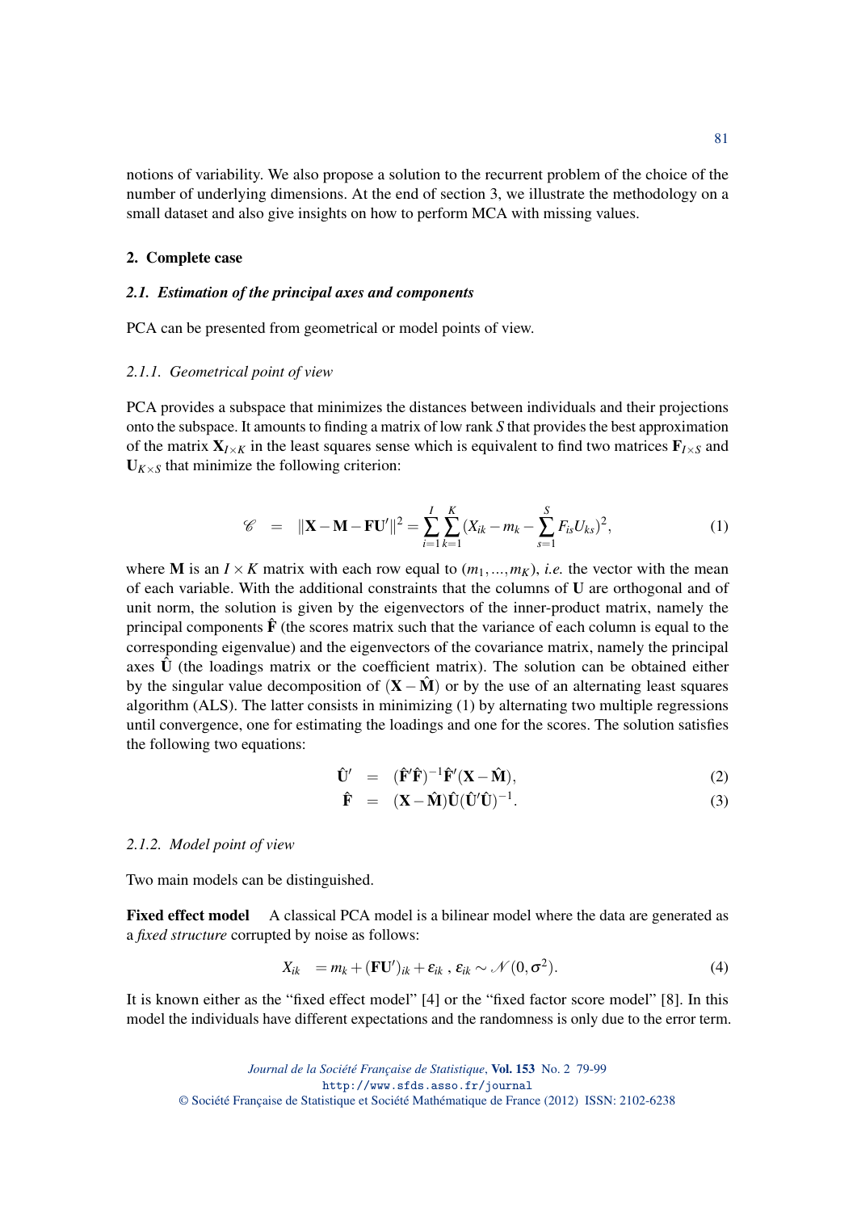notions of variability. We also propose a solution to the recurrent problem of the choice of the number of underlying dimensions. At the end of section 3, we illustrate the methodology on a small dataset and also give insights on how to perform MCA with missing values.

## 2. Complete case

### *2.1. Estimation of the principal axes and components*

PCA can be presented from geometrical or model points of view.

#### *2.1.1. Geometrical point of view*

PCA provides a subspace that minimizes the distances between individuals and their projections onto the subspace. It amounts to finding a matrix of low rank $S$ that provides the best approximation of the matrix $\mathbf{X}_{I\times K}$ in the least squares sense which is equivalent to find two matrices $\mathbf{F}_{I\times S}$ and $\mathbf{U}_{K\times S}$ that minimize the following criterion:

$$\mathscr{C} \quad = \quad \|\mathbf{X}-\mathbf{M}-\mathbf{F}\mathbf{U}'\|^2 = \sum_{i=1}^{I}\sum_{k=1}^{K}(X_{ik}-m_k-\sum_{s=1}^{S}F_{is}U_{ks})^2, \tag{1}$$

where $\mathbf{M}$ is an $I\times K$ matrix with each row equal to $(m_1,\ldots,m_K)$, *i.e.* the vector with the mean of each variable. With the additional constraints that the columns of $\mathbf{U}$ are orthogonal and of unit norm, the solution is given by the eigenvectors of the inner-product matrix, namely the principal components $\hat{\mathbf{F}}$ (the scores matrix such that the variance of each column is equal to the corresponding eigenvalue) and the eigenvectors of the covariance matrix, namely the principal axes $\hat{\mathbf{U}}$ (the loadings matrix or the coefficient matrix). The solution can be obtained either by the singular value decomposition of $(\mathbf{X}-\hat{\mathbf{M}})$ or by the use of an alternating least squares algorithm (ALS). The latter consists in minimizing (1) by alternating two multiple regressions until convergence, one for estimating the loadings and one for the scores. The solution satisfies the following two equations:

$$\hat{\mathbf{U}}' \quad = \quad (\hat{\mathbf{F}}'\hat{\mathbf{F}})^{-1}\hat{\mathbf{F}}'(\mathbf{X}-\hat{\mathbf{M}}), \tag{2}$$

$$\hat{\mathbf{F}} \quad = \quad (\mathbf{X}-\hat{\mathbf{M}})\hat{\mathbf{U}}(\hat{\mathbf{U}}'\hat{\mathbf{U}})^{-1}. \tag{3}$$

#### *2.1.2. Model point of view*

Two main models can be distinguished.

**Fixed effect model** A classical PCA model is a bilinear model where the data are generated as a *fixed structure* corrupted by noise as follows:

$$X_{ik} \quad = m_k + (\mathbf{F}\mathbf{U}')_{ik} + \varepsilon_{ik}\ ,\ \varepsilon_{ik} \sim \mathscr{N}(0,\sigma^2). \tag{4}$$

It is known either as the "fixed effect model" [4] or the "fixed factor score model" [8]. In this model the individuals have different expectations and the randomness is only due to the error term.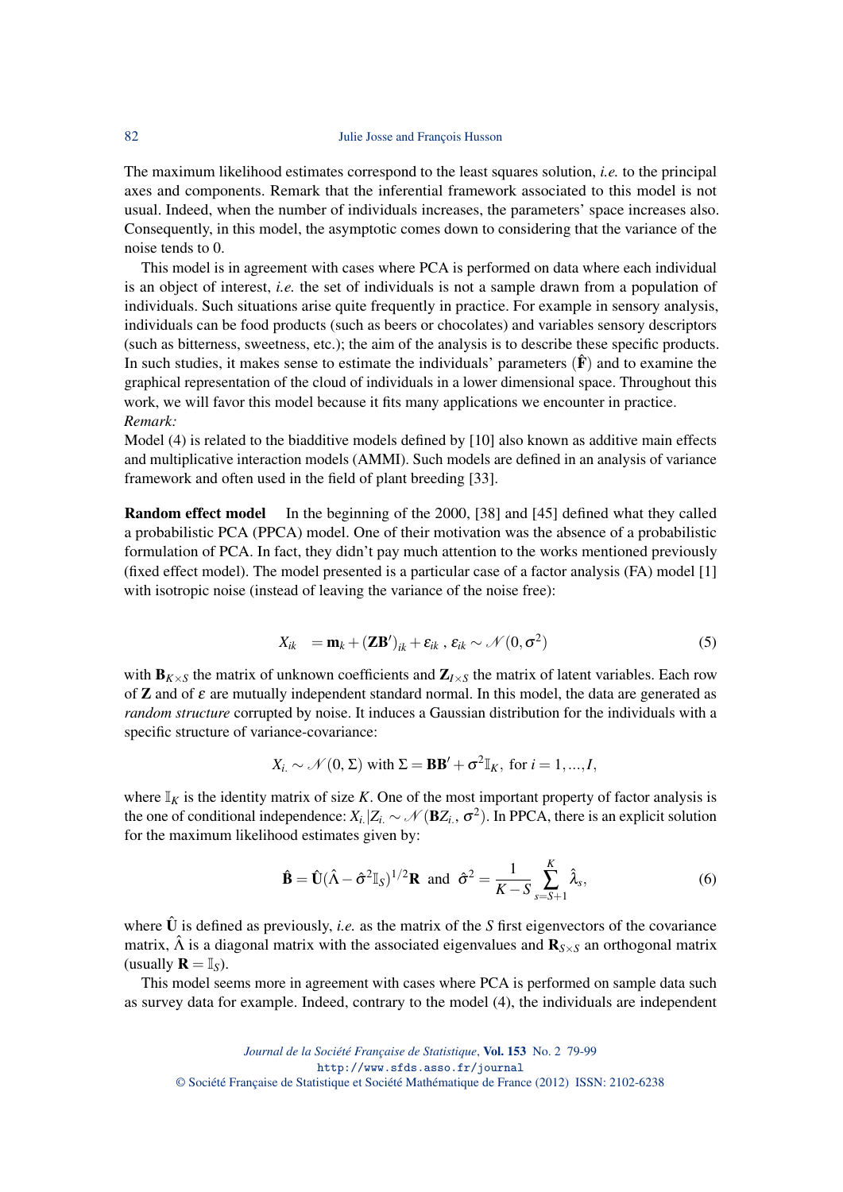The maximum likelihood estimates correspond to the least squares solution, *i.e.* to the principal axes and components. Remark that the inferential framework associated to this model is not usual. Indeed, when the number of individuals increases, the parameters' space increases also. Consequently, in this model, the asymptotic comes down to considering that the variance of the noise tends to 0.

This model is in agreement with cases where PCA is performed on data where each individual is an object of interest, *i.e.* the set of individuals is not a sample drawn from a population of individuals. Such situations arise quite frequently in practice. For example in sensory analysis, individuals can be food products (such as beers or chocolates) and variables sensory descriptors (such as bitterness, sweetness, etc.); the aim of the analysis is to describe these specific products. In such studies, it makes sense to estimate the individuals' parameters ($\hat{\mathbf{F}}$) and to examine the graphical representation of the cloud of individuals in a lower dimensional space. Throughout this work, we will favor this model because it fits many applications we encounter in practice.

*Remark:*

Model (4) is related to the biadditive models defined by [10] also known as additive main effects and multiplicative interaction models (AMMI). Such models are defined in an analysis of variance framework and often used in the field of plant breeding [33].

**Random effect model** In the beginning of the 2000, [38] and [45] defined what they called a probabilistic PCA (PPCA) model. One of their motivation was the absence of a probabilistic formulation of PCA. In fact, they didn't pay much attention to the works mentioned previously (fixed effect model). The model presented is a particular case of a factor analysis (FA) model [1] with isotropic noise (instead of leaving the variance of the noise free):

$$X_{ik} \quad = \mathbf{m}_k + (\mathbf{Z}\mathbf{B}')_{ik} + \varepsilon_{ik}\ ,\ \varepsilon_{ik} \sim \mathcal{N}(0, \sigma^2) \tag{5}$$

with $\mathbf{B}_{K\times S}$ the matrix of unknown coefficients and $\mathbf{Z}_{I\times S}$ the matrix of latent variables. Each row of $\mathbf{Z}$ and of $\varepsilon$ are mutually independent standard normal. In this model, the data are generated as *random structure* corrupted by noise. It induces a Gaussian distribution for the individuals with a specific structure of variance-covariance:

$$X_{i.} \sim \mathcal{N}(0, \Sigma) \text{ with } \Sigma = \mathbf{B}\mathbf{B}' + \sigma^2 \mathbb{I}_K, \text{ for } i = 1, ..., I,$$

where $\mathbb{I}_K$ is the identity matrix of size $K$. One of the most important property of factor analysis is the one of conditional independence: $X_{i.}|Z_{i.} \sim \mathcal{N}(\mathbf{B}Z_{i.}, \sigma^2)$. In PPCA, there is an explicit solution for the maximum likelihood estimates given by:

$$\hat{\mathbf{B}} = \hat{\mathbf{U}}(\hat{\Lambda} - \hat{\sigma}^2 \mathbb{I}_S)^{1/2}\mathbf{R} \text{ and } \hat{\sigma}^2 = \frac{1}{K-S} \sum_{s=S+1}^{K} \hat{\lambda}_s, \tag{6}$$

where $\hat{\mathbf{U}}$ is defined as previously, *i.e.* as the matrix of the $S$ first eigenvectors of the covariance matrix, $\hat{\Lambda}$ is a diagonal matrix with the associated eigenvalues and $\mathbf{R}_{S\times S}$ an orthogonal matrix (usually $\mathbf{R} = \mathbb{I}_S$).

This model seems more in agreement with cases where PCA is performed on sample data such as survey data for example. Indeed, contrary to the model (4), the individuals are independent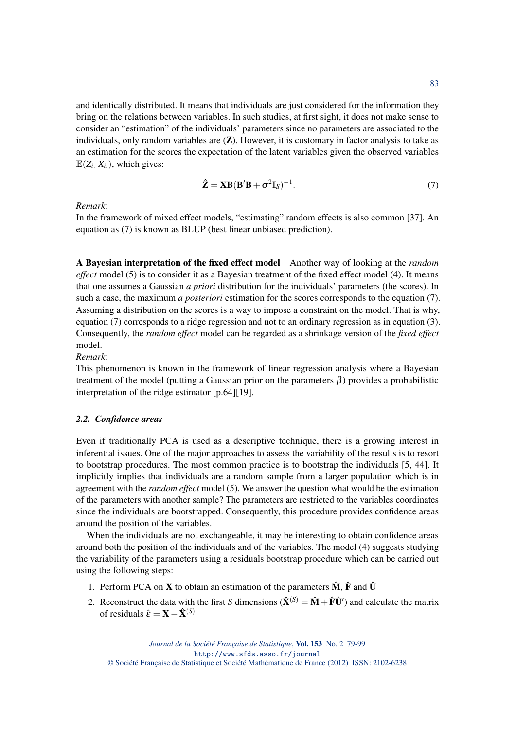and identically distributed. It means that individuals are just considered for the information they bring on the relations between variables. In such studies, at first sight, it does not make sense to consider an "estimation" of the individuals' parameters since no parameters are associated to the individuals, only random variables are ($\mathbf{Z}$). However, it is customary in factor analysis to take as an estimation for the scores the expectation of the latent variables given the observed variables $\mathbb{E}(Z_{i.}|X_{i.})$, which gives:

$$\hat{\mathbf{Z}} = \mathbf{X}\mathbf{B}(\mathbf{B}'\mathbf{B} + \sigma^2 \mathbb{I}_S)^{-1}. \tag{7}$$

*Remark*:
In the framework of mixed effect models, "estimating" random effects is also common [37]. An equation as (7) is known as BLUP (best linear unbiased prediction).

**A Bayesian interpretation of the fixed effect model** Another way of looking at the *random effect* model (5) is to consider it as a Bayesian treatment of the fixed effect model (4). It means that one assumes a Gaussian *a priori* distribution for the individuals' parameters (the scores). In such a case, the maximum *a posteriori* estimation for the scores corresponds to the equation (7). Assuming a distribution on the scores is a way to impose a constraint on the model. That is why, equation (7) corresponds to a ridge regression and not to an ordinary regression as in equation (3). Consequently, the *random effect* model can be regarded as a shrinkage version of the *fixed effect* model.
*Remark*:
This phenomenon is known in the framework of linear regression analysis where a Bayesian treatment of the model (putting a Gaussian prior on the parameters $\beta$) provides a probabilistic interpretation of the ridge estimator [p.64][19].

### 2.2. *Confidence areas*

Even if traditionally PCA is used as a descriptive technique, there is a growing interest in inferential issues. One of the major approaches to assess the variability of the results is to resort to bootstrap procedures. The most common practice is to bootstrap the individuals [5, 44]. It implicitly implies that individuals are a random sample from a larger population which is in agreement with the *random effect* model (5). We answer the question what would be the estimation of the parameters with another sample? The parameters are restricted to the variables coordinates since the individuals are bootstrapped. Consequently, this procedure provides confidence areas around the position of the variables.

When the individuals are not exchangeable, it may be interesting to obtain confidence areas around both the position of the individuals and of the variables. The model (4) suggests studying the variability of the parameters using a residuals bootstrap procedure which can be carried out using the following steps:

1. Perform PCA on $\mathbf{X}$ to obtain an estimation of the parameters $\hat{\mathbf{M}}$, $\hat{\mathbf{F}}$ and $\hat{\mathbf{U}}$
2. Reconstruct the data with the first $S$ dimensions ($\hat{\mathbf{X}}^{(S)} = \hat{\mathbf{M}} + \hat{\mathbf{F}}\hat{\mathbf{U}}'$) and calculate the matrix of residuals $\hat{\varepsilon} = \mathbf{X} - \hat{\mathbf{X}}^{(S)}$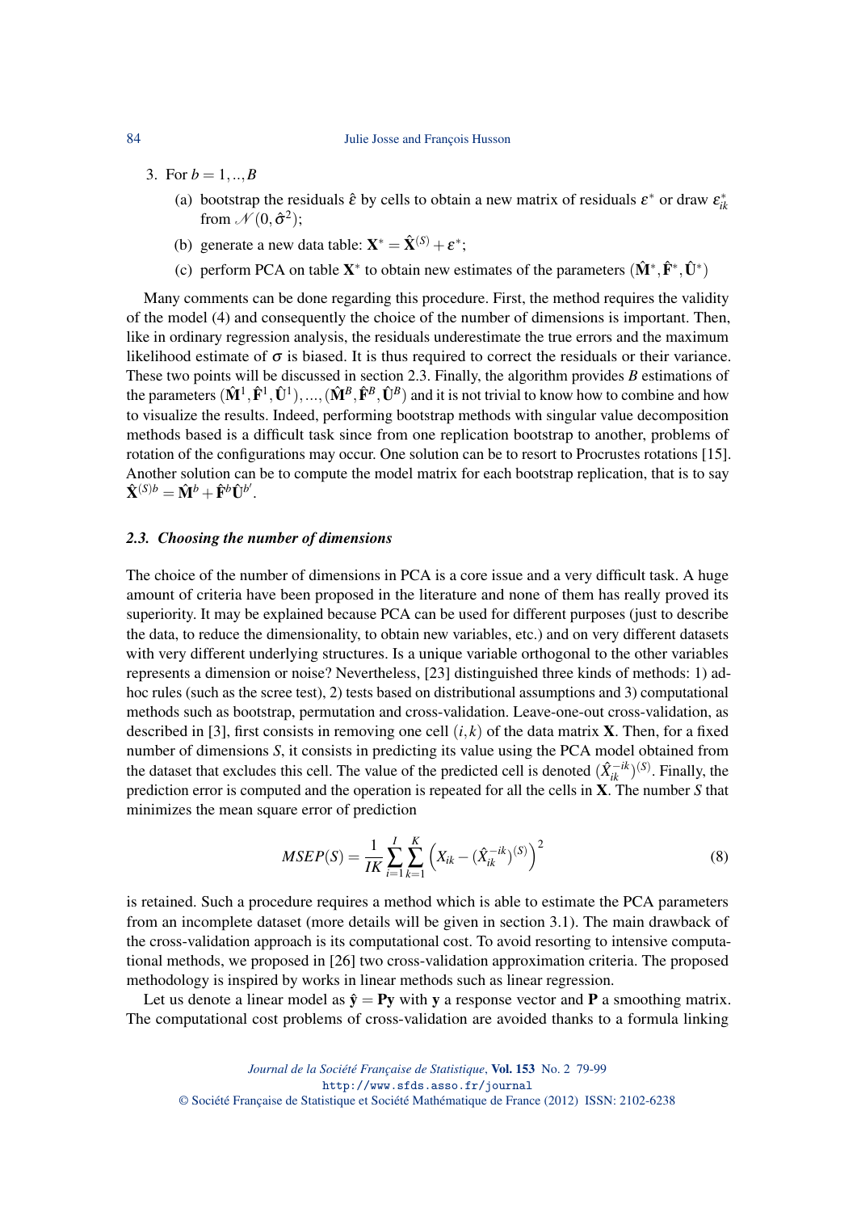3. For $b = 1,..,B$
   (a) bootstrap the residuals $\hat{\varepsilon}$ by cells to obtain a new matrix of residuals $\varepsilon^*$ or draw $\varepsilon^*_{ik}$ from $\mathcal{N}(0, \hat{\sigma}^2)$;
   (b) generate a new data table: $\mathbf{X}^* = \hat{\mathbf{X}}^{(S)} + \varepsilon^*$;
   (c) perform PCA on table $\mathbf{X}^*$ to obtain new estimates of the parameters $(\hat{\mathbf{M}}^*, \hat{\mathbf{F}}^*, \hat{\mathbf{U}}^*)$

Many comments can be done regarding this procedure. First, the method requires the validity of the model (4) and consequently the choice of the number of dimensions is important. Then, like in ordinary regression analysis, the residuals underestimate the true errors and the maximum likelihood estimate of $\sigma$ is biased. It is thus required to correct the residuals or their variance. These two points will be discussed in section 2.3. Finally, the algorithm provides $B$ estimations of the parameters $(\hat{\mathbf{M}}^1, \hat{\mathbf{F}}^1, \hat{\mathbf{U}}^1), ..., (\hat{\mathbf{M}}^B, \hat{\mathbf{F}}^B, \hat{\mathbf{U}}^B)$ and it is not trivial to know how to combine and how to visualize the results. Indeed, performing bootstrap methods with singular value decomposition methods based is a difficult task since from one replication bootstrap to another, problems of rotation of the configurations may occur. One solution can be to resort to Procrustes rotations [15]. Another solution can be to compute the model matrix for each bootstrap replication, that is to say $\hat{\mathbf{X}}^{(S)b} = \hat{\mathbf{M}}^b + \hat{\mathbf{F}}^b \hat{\mathbf{U}}^{b'}$.

### 2.3. Choosing the number of dimensions

The choice of the number of dimensions in PCA is a core issue and a very difficult task. A huge amount of criteria have been proposed in the literature and none of them has really proved its superiority. It may be explained because PCA can be used for different purposes (just to describe the data, to reduce the dimensionality, to obtain new variables, etc.) and on very different datasets with very different underlying structures. Is a unique variable orthogonal to the other variables represents a dimension or noise? Nevertheless, [23] distinguished three kinds of methods: 1) ad-hoc rules (such as the scree test), 2) tests based on distributional assumptions and 3) computational methods such as bootstrap, permutation and cross-validation. Leave-one-out cross-validation, as described in [3], first consists in removing one cell $(i,k)$ of the data matrix $\mathbf{X}$. Then, for a fixed number of dimensions $S$, it consists in predicting its value using the PCA model obtained from the dataset that excludes this cell. The value of the predicted cell is denoted $(\hat{X}_{ik}^{-ik})^{(S)}$. Finally, the prediction error is computed and the operation is repeated for all the cells in $\mathbf{X}$. The number $S$ that minimizes the mean square error of prediction

$$MSEP(S) = \frac{1}{IK} \sum_{i=1}^{I} \sum_{k=1}^{K} \left( X_{ik} - (\hat{X}_{ik}^{-ik})^{(S)} \right)^2 \tag{8}$$

is retained. Such a procedure requires a method which is able to estimate the PCA parameters from an incomplete dataset (more details will be given in section 3.1). The main drawback of the cross-validation approach is its computational cost. To avoid resorting to intensive computational methods, we proposed in [26] two cross-validation approximation criteria. The proposed methodology is inspired by works in linear methods such as linear regression.

Let us denote a linear model as $\hat{\mathbf{y}} = \mathbf{P}\mathbf{y}$ with $\mathbf{y}$ a response vector and $\mathbf{P}$ a smoothing matrix. The computational cost problems of cross-validation are avoided thanks to a formula linking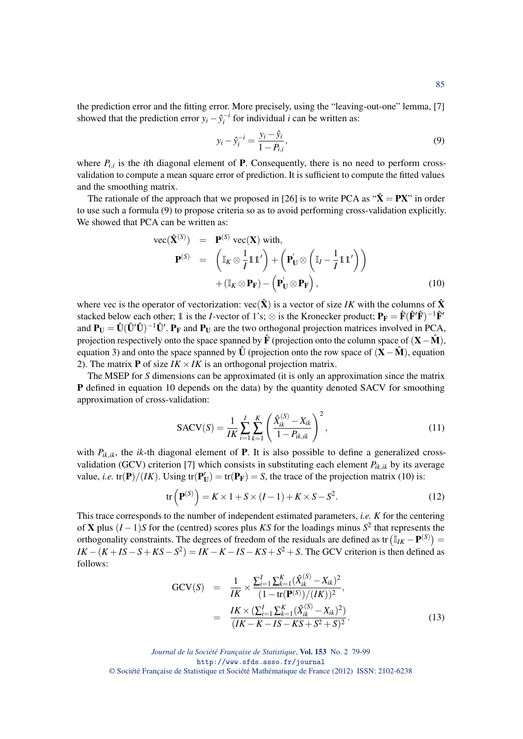the prediction error and the fitting error. More precisely, using the "leaving-out-one" lemma, [7] showed that the prediction error $y_i - \hat{y}_i^{-i}$ for individual $i$ can be written as:

$$y_i - \hat{y}_i^{-i} = \frac{y_i - \hat{y}_i}{1 - P_{i,i}}, \tag{9}$$

where $P_{i,i}$ is the $i$th diagonal element of $\mathbf{P}$. Consequently, there is no need to perform cross-validation to compute a mean square error of prediction. It is sufficient to compute the fitted values and the smoothing matrix.

The rationale of the approach that we proposed in [26] is to write PCA as "$\hat{\mathbf{X}} = \mathbf{P}\mathbf{X}$" in order to use such a formula (9) to propose criteria so as to avoid performing cross-validation explicitly. We showed that PCA can be written as:

$$\begin{aligned}
\text{vec}(\hat{\mathbf{X}}^{(S)}) &= \mathbf{P}^{(S)} \ \text{vec}(\mathbf{X}) \text{ with,} \\
\mathbf{P}^{(S)} &= \left(\mathbb{I}_K \otimes \frac{1}{I}\mathbb{1}\mathbb{1}'\right) + \left(\mathbf{P}_{\mathbf{U}}' \otimes \left(\mathbb{I}_I - \frac{1}{I}\mathbb{1}\mathbb{1}'\right)\right) \\
&\quad + (\mathbb{I}_K \otimes \mathbf{P}_{\mathbf{F}}) - \left(\mathbf{P}_{\mathbf{U}}' \otimes \mathbf{P}_{\mathbf{F}}\right),
\end{aligned} \tag{10}$$

where vec is the operator of vectorization: $\text{vec}(\hat{\mathbf{X}})$ is a vector of size $IK$ with the columns of $\hat{\mathbf{X}}$ stacked below each other; $\mathbb{1}$ is the $I$-vector of 1's; $\otimes$ is the Kronecker product; $\mathbf{P}_{\mathbf{F}} = \hat{\mathbf{F}}(\hat{\mathbf{F}}'\hat{\mathbf{F}})^{-1}\hat{\mathbf{F}}'$ and $\mathbf{P}_{\mathbf{U}} = \hat{\mathbf{U}}(\hat{\mathbf{U}}'\hat{\mathbf{U}})^{-1}\hat{\mathbf{U}}'$. $\mathbf{P}_{\mathbf{F}}$ and $\mathbf{P}_{\mathbf{U}}$ are the two orthogonal projection matrices involved in PCA, projection respectively onto the space spanned by $\hat{\mathbf{F}}$ (projection onto the column space of $(\mathbf{X} - \hat{\mathbf{M}})$, equation 3) and onto the space spanned by $\hat{\mathbf{U}}$ (projection onto the row space of $(\mathbf{X} - \hat{\mathbf{M}})$, equation 2). The matrix $\mathbf{P}$ of size $IK \times IK$ is an orthogonal projection matrix.

The MSEP for $S$ dimensions can be approximated (it is only an approximation since the matrix $\mathbf{P}$ defined in equation 10 depends on the data) by the quantity denoted SACV for smoothing approximation of cross-validation:

$$\text{SACV}(S) = \frac{1}{IK} \sum_{i=1}^{I} \sum_{k=1}^{K} \left( \frac{\hat{X}_{ik}^{(S)} - X_{ik}}{1 - P_{ik,ik}} \right)^2, \tag{11}$$

with $P_{ik,ik}$, the $ik$-th diagonal element of $\mathbf{P}$. It is also possible to define a generalized cross-validation (GCV) criterion [7] which consists in substituting each element $P_{ik,ik}$ by its average value, *i.e.* $\text{tr}(\mathbf{P})/(IK)$. Using $\text{tr}(\mathbf{P}_{\mathbf{U}}') = \text{tr}(\mathbf{P}_{\mathbf{F}}) = S$, the trace of the projection matrix (10) is:

$$\text{tr}\left(\mathbf{P}^{(S)}\right) = K \times 1 + S \times (I-1) + K \times S - S^2. \tag{12}$$

This trace corresponds to the number of independent estimated parameters, *i.e.* $K$ for the centering of $\mathbf{X}$ plus $(I-1)S$ for the (centred) scores plus $KS$ for the loadings minus $S^2$ that represents the orthogonality constraints. The degrees of freedom of the residuals are defined as $\text{tr}\left(\mathbb{I}_{IK} - \mathbf{P}^{(S)}\right) = IK - (K + IS - S + KS - S^2) = IK - K - IS - KS + S^2 + S$. The GCV criterion is then defined as follows:

$$\begin{aligned}
\text{GCV}(S) &= \frac{1}{IK} \times \frac{\sum_{i=1}^{I}\sum_{k=1}^{K}(\hat{X}_{ik}^{(S)} - X_{ik})^2}{(1 - \text{tr}(\mathbf{P}^{(S)})/(IK))^2}, \\
&= \frac{IK \times (\sum_{i=1}^{I}\sum_{k=1}^{K}(\hat{X}_{ik}^{(S)} - X_{ik})^2)}{(IK - K - IS - KS + S^2 + S)^2}.
\end{aligned} \tag{13}$$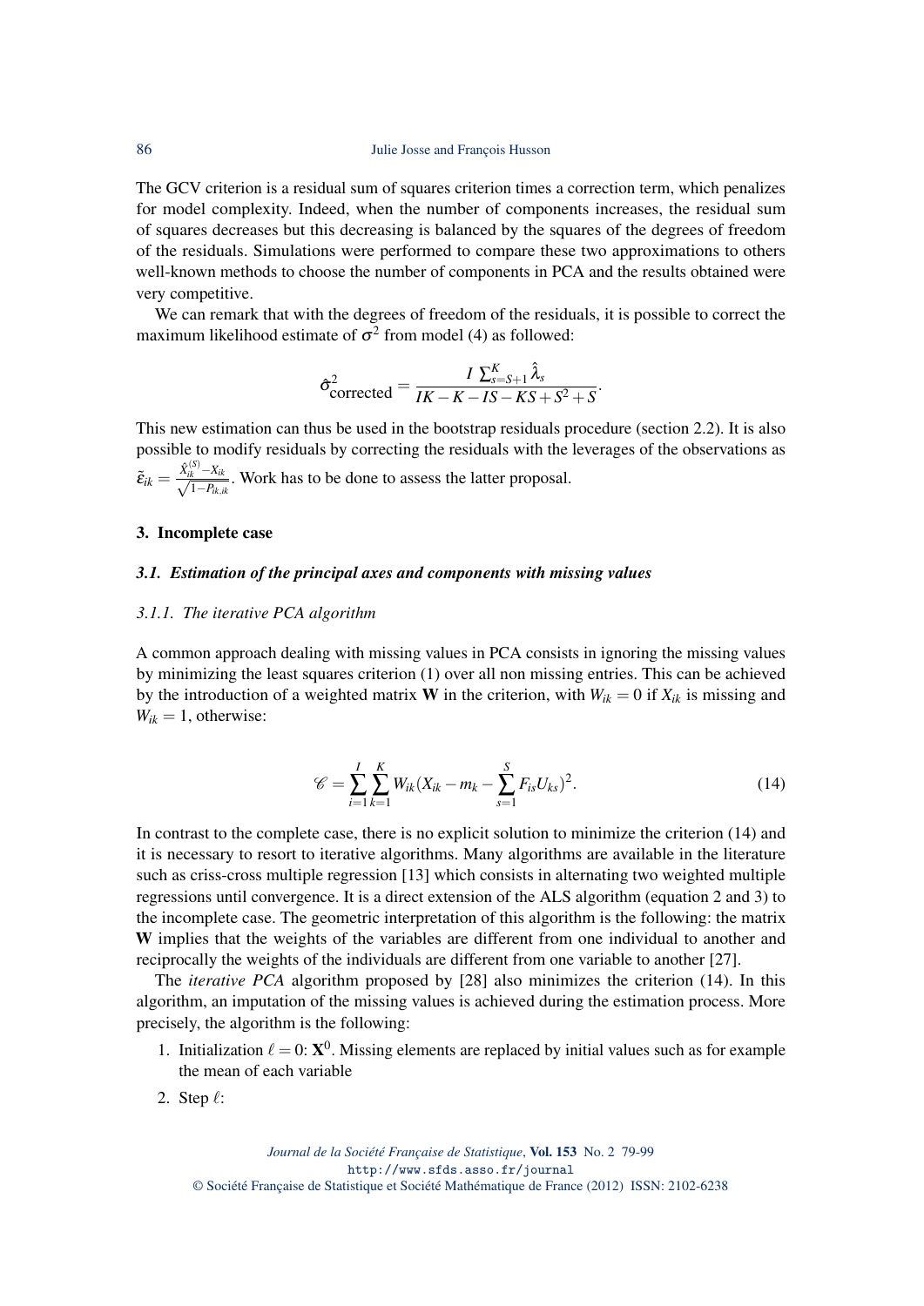The GCV criterion is a residual sum of squares criterion times a correction term, which penalizes for model complexity. Indeed, when the number of components increases, the residual sum of squares decreases but this decreasing is balanced by the squares of the degrees of freedom of the residuals. Simulations were performed to compare these two approximations to others well-known methods to choose the number of components in PCA and the results obtained were very competitive.

We can remark that with the degrees of freedom of the residuals, it is possible to correct the maximum likelihood estimate of $\sigma^2$ from model (4) as followed:

$$\hat{\sigma}^2_{\text{corrected}} = \frac{I\ \sum_{s=S+1}^{K} \hat{\lambda}_s}{IK - K - IS - KS + S^2 + S}.$$

This new estimation can thus be used in the bootstrap residuals procedure (section 2.2). It is also possible to modify residuals by correcting the residuals with the leverages of the observations as $\tilde{\varepsilon}_{ik} = \frac{\hat{X}_{ik}^{(S)} - X_{ik}}{\sqrt{1 - P_{ik,ik}}}$. Work has to be done to assess the latter proposal.

## 3. Incomplete case

### 3.1. Estimation of the principal axes and components with missing values

#### 3.1.1. The iterative PCA algorithm

A common approach dealing with missing values in PCA consists in ignoring the missing values by minimizing the least squares criterion (1) over all non missing entries. This can be achieved by the introduction of a weighted matrix $\mathbf{W}$ in the criterion, with $W_{ik} = 0$ if $X_{ik}$ is missing and $W_{ik} = 1$, otherwise:

$$\mathscr{C} = \sum_{i=1}^{I} \sum_{k=1}^{K} W_{ik} (X_{ik} - m_k - \sum_{s=1}^{S} F_{is} U_{ks})^2. \tag{14}$$

In contrast to the complete case, there is no explicit solution to minimize the criterion (14) and it is necessary to resort to iterative algorithms. Many algorithms are available in the literature such as criss-cross multiple regression [13] which consists in alternating two weighted multiple regressions until convergence. It is a direct extension of the ALS algorithm (equation 2 and 3) to the incomplete case. The geometric interpretation of this algorithm is the following: the matrix $\mathbf{W}$ implies that the weights of the variables are different from one individual to another and reciprocally the weights of the individuals are different from one variable to another [27].

The *iterative PCA* algorithm proposed by [28] also minimizes the criterion (14). In this algorithm, an imputation of the missing values is achieved during the estimation process. More precisely, the algorithm is the following:

1. Initialization $\ell = 0$: $\mathbf{X}^0$. Missing elements are replaced by initial values such as for example the mean of each variable
2. Step $\ell$: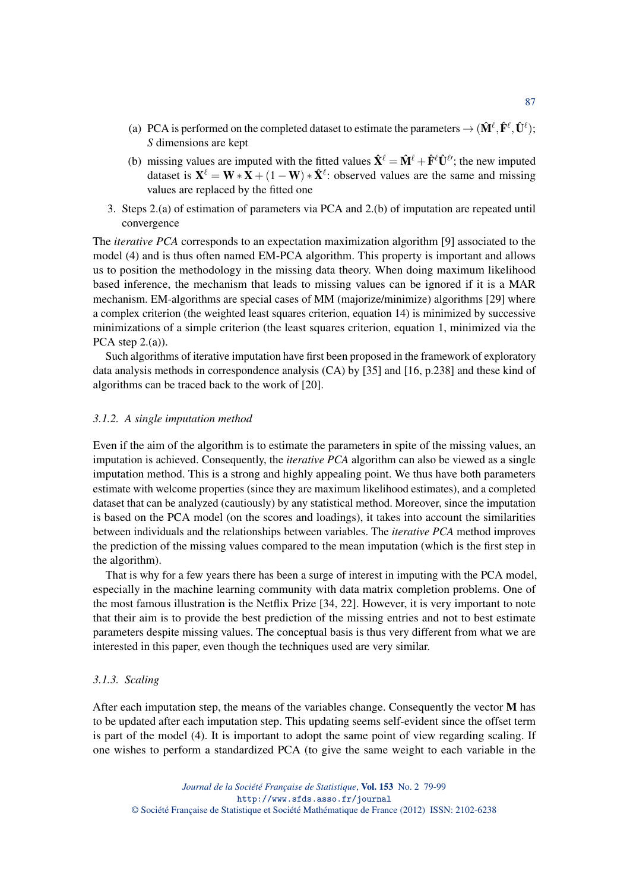(a) PCA is performed on the completed dataset to estimate the parameters $\rightarrow (\hat{\mathbf{M}}^{\ell}, \hat{\mathbf{F}}^{\ell}, \hat{\mathbf{U}}^{\ell})$; $S$ dimensions are kept

(b) missing values are imputed with the fitted values $\hat{\mathbf{X}}^{\ell} = \hat{\mathbf{M}}^{\ell} + \hat{\mathbf{F}}^{\ell}\hat{\mathbf{U}}^{\ell\prime}$; the new imputed dataset is $\mathbf{X}^{\ell} = \mathbf{W} * \mathbf{X} + (1 - \mathbf{W}) * \hat{\mathbf{X}}^{\ell}$: observed values are the same and missing values are replaced by the fitted one

3. Steps 2.(a) of estimation of parameters via PCA and 2.(b) of imputation are repeated until convergence

The *iterative PCA* corresponds to an expectation maximization algorithm [9] associated to the model (4) and is thus often named EM-PCA algorithm. This property is important and allows us to position the methodology in the missing data theory. When doing maximum likelihood based inference, the mechanism that leads to missing values can be ignored if it is a MAR mechanism. EM-algorithms are special cases of MM (majorize/minimize) algorithms [29] where a complex criterion (the weighted least squares criterion, equation 14) is minimized by successive minimizations of a simple criterion (the least squares criterion, equation 1, minimized via the PCA step 2.(a)).

Such algorithms of iterative imputation have first been proposed in the framework of exploratory data analysis methods in correspondence analysis (CA) by [35] and [16, p.238] and these kind of algorithms can be traced back to the work of [20].

### 3.1.2. A single imputation method

Even if the aim of the algorithm is to estimate the parameters in spite of the missing values, an imputation is achieved. Consequently, the *iterative PCA* algorithm can also be viewed as a single imputation method. This is a strong and highly appealing point. We thus have both parameters estimate with welcome properties (since they are maximum likelihood estimates), and a completed dataset that can be analyzed (cautiously) by any statistical method. Moreover, since the imputation is based on the PCA model (on the scores and loadings), it takes into account the similarities between individuals and the relationships between variables. The *iterative PCA* method improves the prediction of the missing values compared to the mean imputation (which is the first step in the algorithm).

That is why for a few years there has been a surge of interest in imputing with the PCA model, especially in the machine learning community with data matrix completion problems. One of the most famous illustration is the Netflix Prize [34, 22]. However, it is very important to note that their aim is to provide the best prediction of the missing entries and not to best estimate parameters despite missing values. The conceptual basis is thus very different from what we are interested in this paper, even though the techniques used are very similar.

### 3.1.3. Scaling

After each imputation step, the means of the variables change. Consequently the vector $\mathbf{M}$ has to be updated after each imputation step. This updating seems self-evident since the offset term is part of the model (4). It is important to adopt the same point of view regarding scaling. If one wishes to perform a standardized PCA (to give the same weight to each variable in the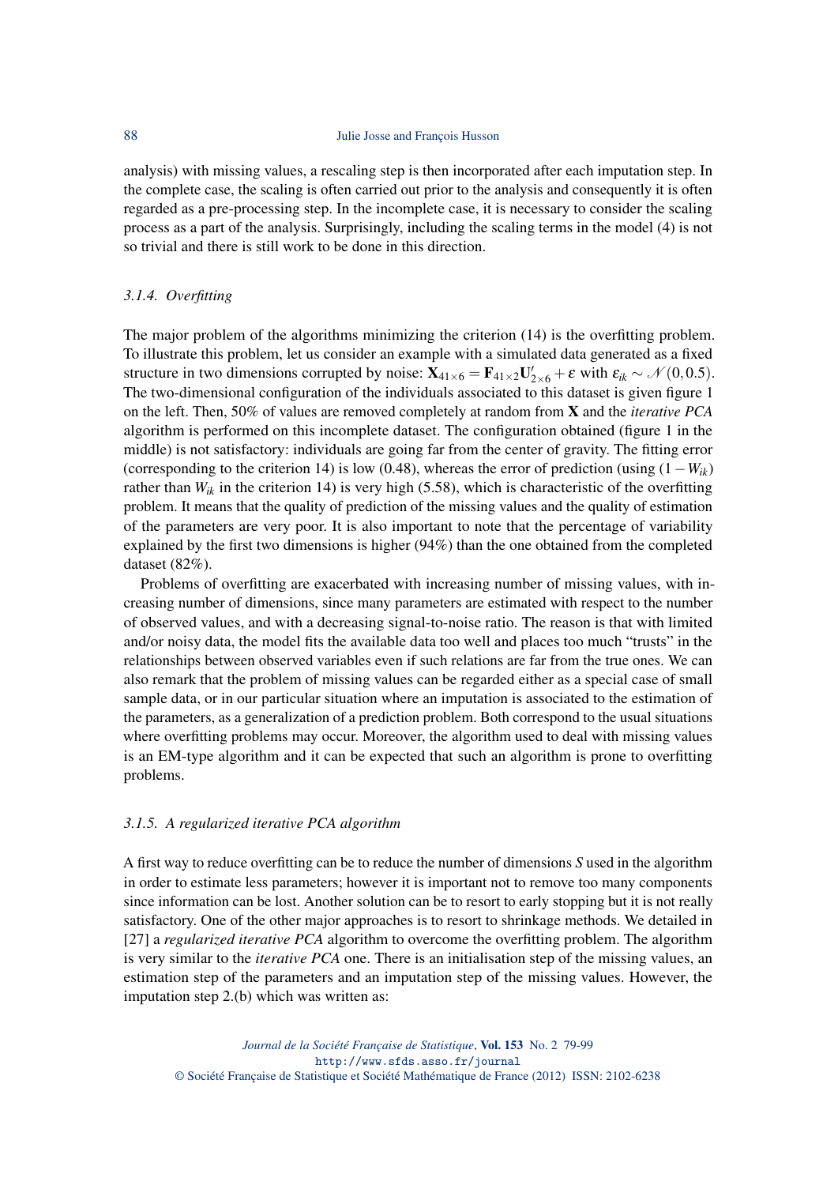analysis) with missing values, a rescaling step is then incorporated after each imputation step. In the complete case, the scaling is often carried out prior to the analysis and consequently it is often regarded as a pre-processing step. In the incomplete case, it is necessary to consider the scaling process as a part of the analysis. Surprisingly, including the scaling terms in the model (4) is not so trivial and there is still work to be done in this direction.

#### 3.1.4. Overfitting

The major problem of the algorithms minimizing the criterion (14) is the overfitting problem. To illustrate this problem, let us consider an example with a simulated data generated as a fixed structure in two dimensions corrupted by noise: $\mathbf{X}_{41\times 6} = \mathbf{F}_{41\times 2}\mathbf{U}'_{2\times 6} + \varepsilon$ with $\varepsilon_{ik} \sim \mathcal{N}(0, 0.5)$. The two-dimensional configuration of the individuals associated to this dataset is given figure 1 on the left. Then, 50% of values are removed completely at random from $\mathbf{X}$ and the *iterative PCA* algorithm is performed on this incomplete dataset. The configuration obtained (figure 1 in the middle) is not satisfactory: individuals are going far from the center of gravity. The fitting error (corresponding to the criterion 14) is low (0.48), whereas the error of prediction (using $(1 - W_{ik})$ rather than $W_{ik}$ in the criterion 14) is very high (5.58), which is characteristic of the overfitting problem. It means that the quality of prediction of the missing values and the quality of estimation of the parameters are very poor. It is also important to note that the percentage of variability explained by the first two dimensions is higher (94%) than the one obtained from the completed dataset (82%).

Problems of overfitting are exacerbated with increasing number of missing values, with increasing number of dimensions, since many parameters are estimated with respect to the number of observed values, and with a decreasing signal-to-noise ratio. The reason is that with limited and/or noisy data, the model fits the available data too well and places too much "trusts" in the relationships between observed variables even if such relations are far from the true ones. We can also remark that the problem of missing values can be regarded either as a special case of small sample data, or in our particular situation where an imputation is associated to the estimation of the parameters, as a generalization of a prediction problem. Both correspond to the usual situations where overfitting problems may occur. Moreover, the algorithm used to deal with missing values is an EM-type algorithm and it can be expected that such an algorithm is prone to overfitting problems.

#### 3.1.5. A regularized iterative PCA algorithm

A first way to reduce overfitting can be to reduce the number of dimensions $S$ used in the algorithm in order to estimate less parameters; however it is important not to remove too many components since information can be lost. Another solution can be to resort to early stopping but it is not really satisfactory. One of the other major approaches is to resort to shrinkage methods. We detailed in [27] a *regularized iterative PCA* algorithm to overcome the overfitting problem. The algorithm is very similar to the *iterative PCA* one. There is an initialisation step of the missing values, an estimation step of the parameters and an imputation step of the missing values. However, the imputation step 2.(b) which was written as: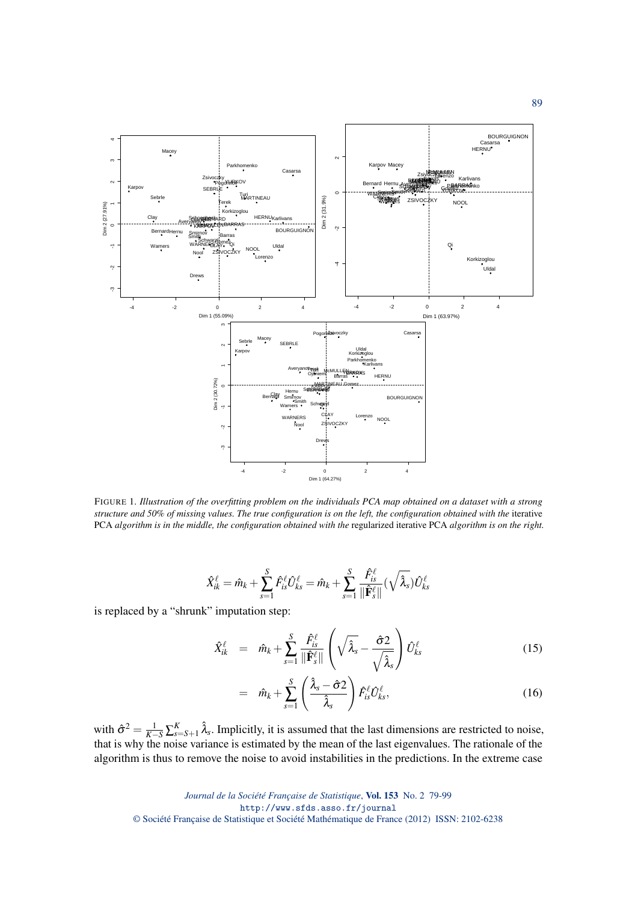FIGURE 1. *Illustration of the overfitting problem on the individuals PCA map obtained on a dataset with a strong structure and 50% of missing values. The true configuration is on the left, the configuration obtained with the* iterative PCA *algorithm is in the middle, the configuration obtained with the* regularized iterative PCA *algorithm is on the right.*

$$\hat{X}_{ik}^{\ell} = \hat{m}_k + \sum_{s=1}^{S} \hat{F}_{is}^{\ell} \hat{U}_{ks}^{\ell} = \hat{m}_k + \sum_{s=1}^{S} \frac{\hat{F}_{is}^{\ell}}{\|\hat{\mathbf{F}}_s^{\ell}\|} (\sqrt{\hat{\lambda}_s}) \hat{U}_{ks}^{\ell}$$

is replaced by a "shrunk" imputation step:

$$\hat{X}_{ik}^{\ell} = \hat{m}_k + \sum_{s=1}^{S} \frac{\hat{F}_{is}^{\ell}}{\|\hat{\mathbf{F}}_s^{\ell}\|} \left( \sqrt{\hat{\lambda}_s} - \frac{\hat{\sigma}2}{\sqrt{\hat{\lambda}_s}} \right) \hat{U}_{ks}^{\ell} \tag{15}$$

$$= \hat{m}_k + \sum_{s=1}^{S} \left( \frac{\hat{\lambda}_s - \hat{\sigma}2}{\hat{\lambda}_s} \right) \hat{F}_{is}^{\ell} \hat{U}_{ks}^{\ell}, \tag{16}$$

with $\hat{\sigma}^2 = \frac{1}{K-S} \sum_{s=S+1}^{K} \hat{\lambda}_s$. Implicitly, it is assumed that the last dimensions are restricted to noise, that is why the noise variance is estimated by the mean of the last eigenvalues. The rationale of the algorithm is thus to remove the noise to avoid instabilities in the predictions. In the extreme case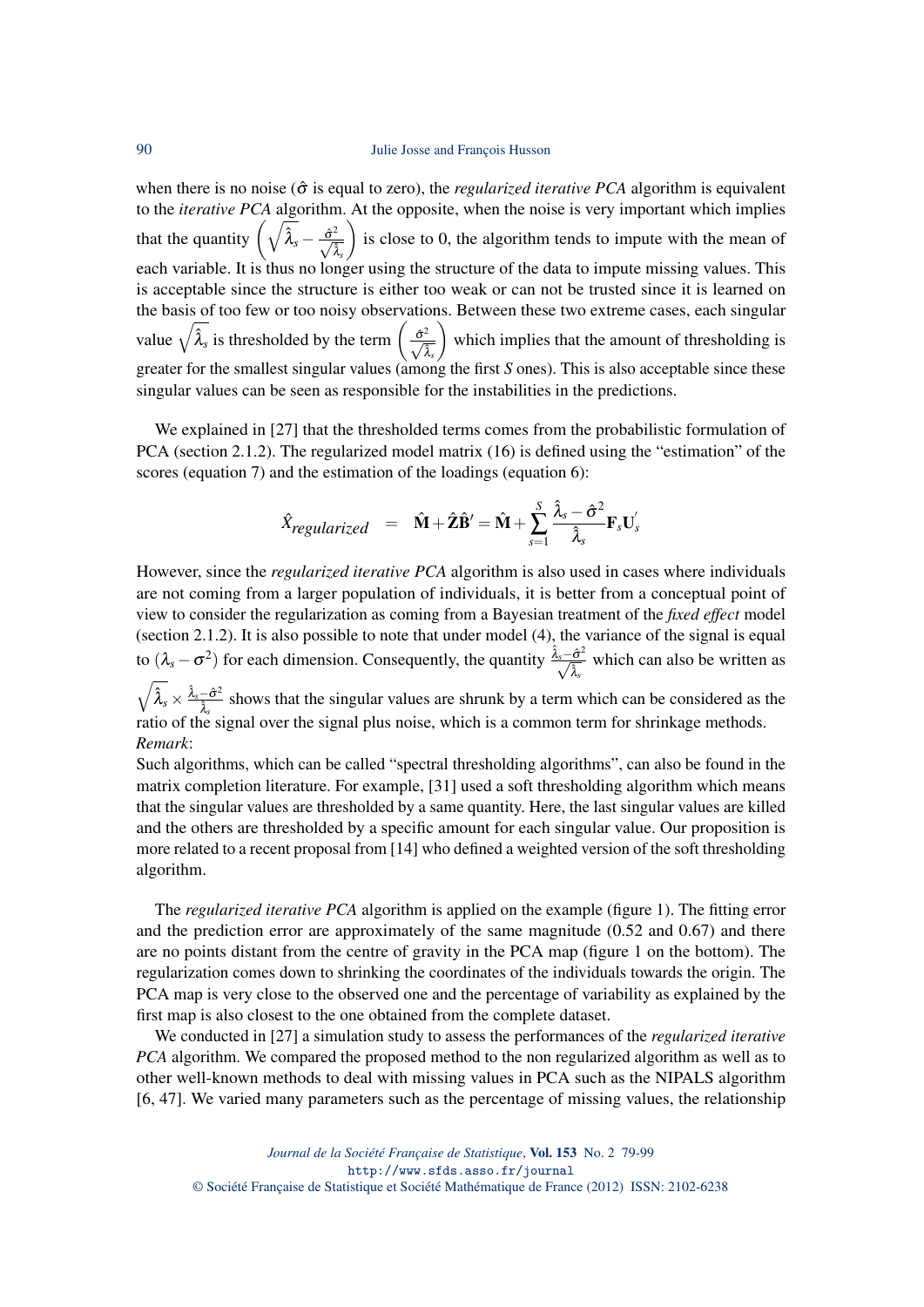when there is no noise ($\hat{\sigma}$ is equal to zero), the *regularized iterative PCA* algorithm is equivalent to the *iterative PCA* algorithm. At the opposite, when the noise is very important which implies that the quantity $\left(\sqrt{\hat{\lambda}_s} - \frac{\hat{\sigma}^2}{\sqrt{\hat{\lambda}_s}}\right)$ is close to 0, the algorithm tends to impute with the mean of each variable. It is thus no longer using the structure of the data to impute missing values. This is acceptable since the structure is either too weak or can not be trusted since it is learned on the basis of too few or too noisy observations. Between these two extreme cases, each singular value $\sqrt{\hat{\lambda}_s}$ is thresholded by the term $\left(\frac{\hat{\sigma}^2}{\sqrt{\hat{\lambda}_s}}\right)$ which implies that the amount of thresholding is greater for the smallest singular values (among the first $S$ ones). This is also acceptable since these singular values can be seen as responsible for the instabilities in the predictions.

We explained in [27] that the thresholded terms comes from the probabilistic formulation of PCA (section 2.1.2). The regularized model matrix (16) is defined using the "estimation" of the scores (equation 7) and the estimation of the loadings (equation 6):

$$\hat{X}_{regularized} \quad = \quad \hat{\mathbf{M}} + \hat{\mathbf{Z}}\hat{\mathbf{B}}' = \hat{\mathbf{M}} + \sum_{s=1}^{S} \frac{\hat{\lambda}_s - \hat{\sigma}^2}{\hat{\lambda}_s} \mathbf{F}_s \mathbf{U}_s^{'}$$

However, since the *regularized iterative PCA* algorithm is also used in cases where individuals are not coming from a larger population of individuals, it is better from a conceptual point of view to consider the regularization as coming from a Bayesian treatment of the *fixed effect* model (section 2.1.2). It is also possible to note that under model (4), the variance of the signal is equal to $(\lambda_s - \sigma^2)$ for each dimension. Consequently, the quantity $\frac{\hat{\lambda}_s - \hat{\sigma}^2}{\sqrt{\hat{\lambda}_s}}$ which can also be written as $\sqrt{\hat{\lambda}_s} \times \frac{\hat{\lambda}_s - \hat{\sigma}^2}{\hat{\lambda}_s}$ shows that the singular values are shrunk by a term which can be considered as the ratio of the signal over the signal plus noise, which is a common term for shrinkage methods.

*Remark*:
Such algorithms, which can be called "spectral thresholding algorithms", can also be found in the matrix completion literature. For example, [31] used a soft thresholding algorithm which means that the singular values are thresholded by a same quantity. Here, the last singular values are killed and the others are thresholded by a specific amount for each singular value. Our proposition is more related to a recent proposal from [14] who defined a weighted version of the soft thresholding algorithm.

The *regularized iterative PCA* algorithm is applied on the example (figure 1). The fitting error and the prediction error are approximately of the same magnitude (0.52 and 0.67) and there are no points distant from the centre of gravity in the PCA map (figure 1 on the bottom). The regularization comes down to shrinking the coordinates of the individuals towards the origin. The PCA map is very close to the observed one and the percentage of variability as explained by the first map is also closest to the one obtained from the complete dataset.

We conducted in [27] a simulation study to assess the performances of the *regularized iterative PCA* algorithm. We compared the proposed method to the non regularized algorithm as well as to other well-known methods to deal with missing values in PCA such as the NIPALS algorithm [6, 47]. We varied many parameters such as the percentage of missing values, the relationship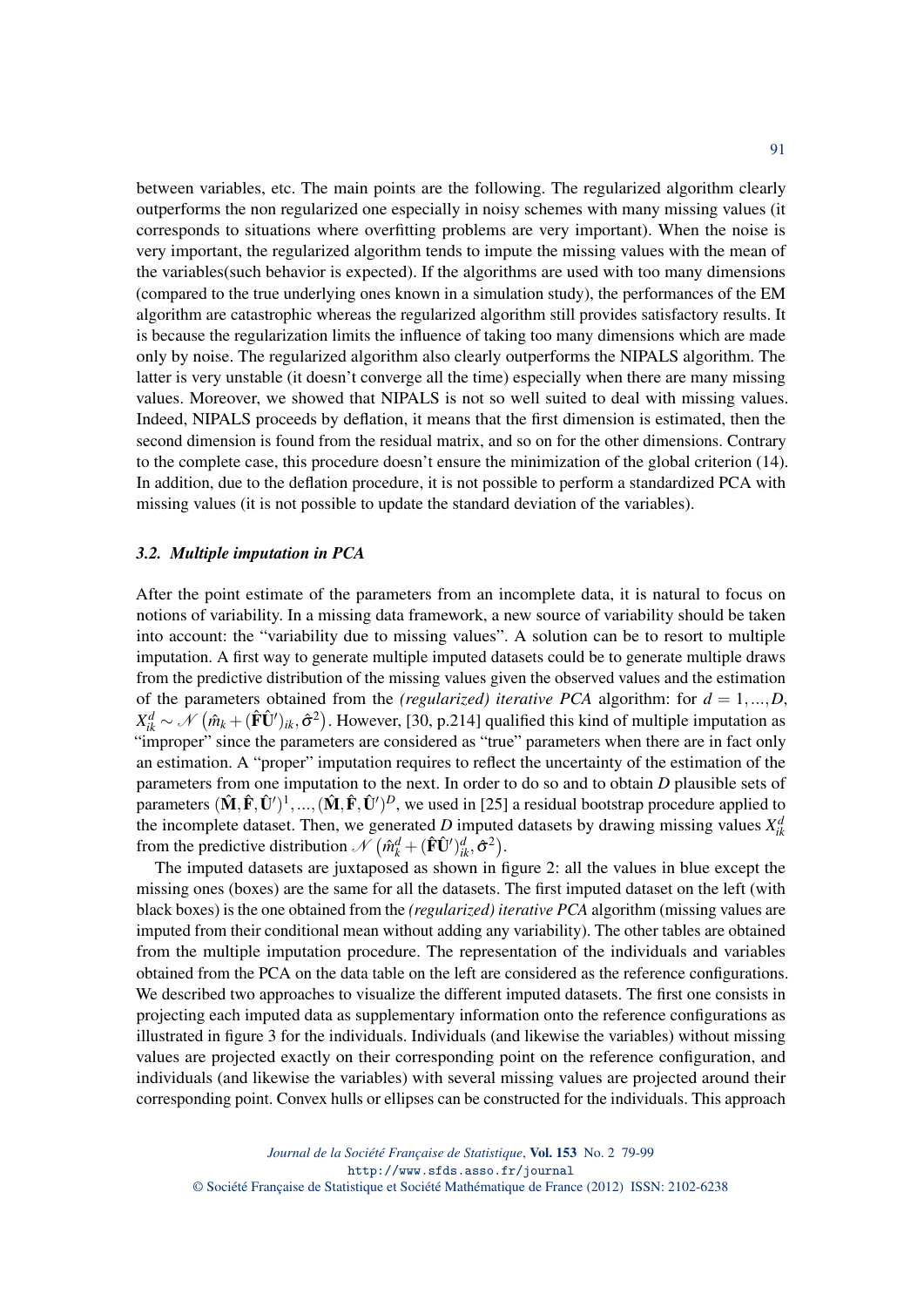between variables, etc. The main points are the following. The regularized algorithm clearly outperforms the non regularized one especially in noisy schemes with many missing values (it corresponds to situations where overfitting problems are very important). When the noise is very important, the regularized algorithm tends to impute the missing values with the mean of the variables(such behavior is expected). If the algorithms are used with too many dimensions (compared to the true underlying ones known in a simulation study), the performances of the EM algorithm are catastrophic whereas the regularized algorithm still provides satisfactory results. It is because the regularization limits the influence of taking too many dimensions which are made only by noise. The regularized algorithm also clearly outperforms the NIPALS algorithm. The latter is very unstable (it doesn't converge all the time) especially when there are many missing values. Moreover, we showed that NIPALS is not so well suited to deal with missing values. Indeed, NIPALS proceeds by deflation, it means that the first dimension is estimated, then the second dimension is found from the residual matrix, and so on for the other dimensions. Contrary to the complete case, this procedure doesn't ensure the minimization of the global criterion (14). In addition, due to the deflation procedure, it is not possible to perform a standardized PCA with missing values (it is not possible to update the standard deviation of the variables).

### 3.2. *Multiple imputation in PCA*

After the point estimate of the parameters from an incomplete data, it is natural to focus on notions of variability. In a missing data framework, a new source of variability should be taken into account: the "variability due to missing values". A solution can be to resort to multiple imputation. A first way to generate multiple imputed datasets could be to generate multiple draws from the predictive distribution of the missing values given the observed values and the estimation of the parameters obtained from the *(regularized) iterative PCA* algorithm: for $d = 1,...,D$, $X_{ik}^d \sim \mathcal{N}\left(\hat{m}_k + (\hat{\mathbf{F}}\hat{\mathbf{U}}')_{ik}, \hat{\sigma}^2\right)$. However, [30, p.214] qualified this kind of multiple imputation as "improper" since the parameters are considered as "true" parameters when there are in fact only an estimation. A "proper" imputation requires to reflect the uncertainty of the estimation of the parameters from one imputation to the next. In order to do so and to obtain $D$ plausible sets of parameters $(\hat{\mathbf{M}}, \hat{\mathbf{F}}, \hat{\mathbf{U}}')^1, ..., (\hat{\mathbf{M}}, \hat{\mathbf{F}}, \hat{\mathbf{U}}')^D$, we used in [25] a residual bootstrap procedure applied to the incomplete dataset. Then, we generated $D$ imputed datasets by drawing missing values $X_{ik}^d$ from the predictive distribution $\mathcal{N}\left(\hat{m}_k^d + (\hat{\mathbf{F}}\hat{\mathbf{U}}')_{ik}^d, \hat{\sigma}^2\right)$.

The imputed datasets are juxtaposed as shown in figure 2: all the values in blue except the missing ones (boxes) are the same for all the datasets. The first imputed dataset on the left (with black boxes) is the one obtained from the *(regularized) iterative PCA* algorithm (missing values are imputed from their conditional mean without adding any variability). The other tables are obtained from the multiple imputation procedure. The representation of the individuals and variables obtained from the PCA on the data table on the left are considered as the reference configurations. We described two approaches to visualize the different imputed datasets. The first one consists in projecting each imputed data as supplementary information onto the reference configurations as illustrated in figure 3 for the individuals. Individuals (and likewise the variables) without missing values are projected exactly on their corresponding point on the reference configuration, and individuals (and likewise the variables) with several missing values are projected around their corresponding point. Convex hulls or ellipses can be constructed for the individuals. This approach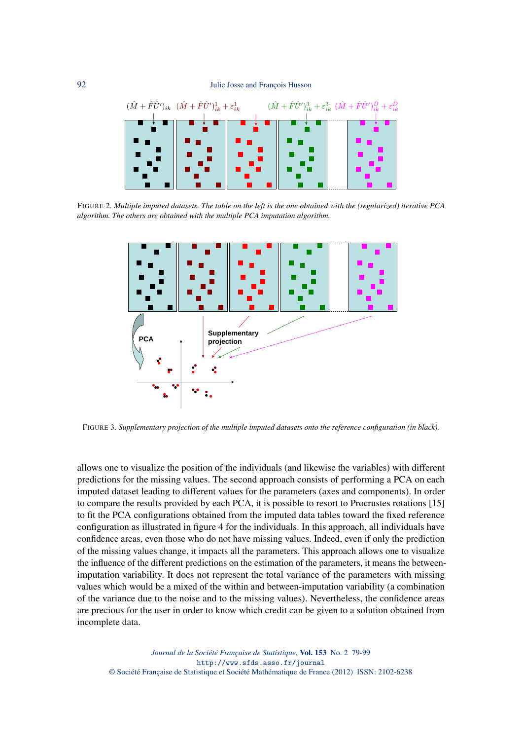$(\hat{M}+\hat{F}\hat{U}')_{ik}$ $(\hat{M}+\hat{F}\hat{U}')^1_{ik}+\varepsilon^1_{ik}$ $(\hat{M}+\hat{F}\hat{U}')^3_{ik}+\varepsilon^3_{ik}$ $(\hat{M}+\hat{F}\hat{U}')^D_{ik}+\varepsilon^D_{ik}$

FIGURE 2. *Multiple imputed datasets. The table on the left is the one obtained with the (regularized) iterative PCA algorithm. The others are obtained with the multiple PCA imputation algorithm.*

PCA

Supplementary projection

FIGURE 3. *Supplementary projection of the multiple imputed datasets onto the reference configuration (in black).*

allows one to visualize the position of the individuals (and likewise the variables) with different predictions for the missing values. The second approach consists of performing a PCA on each imputed dataset leading to different values for the parameters (axes and components). In order to compare the results provided by each PCA, it is possible to resort to Procrustes rotations [15] to fit the PCA configurations obtained from the imputed data tables toward the fixed reference configuration as illustrated in figure 4 for the individuals. In this approach, all individuals have confidence areas, even those who do not have missing values. Indeed, even if only the prediction of the missing values change, it impacts all the parameters. This approach allows one to visualize the influence of the different predictions on the estimation of the parameters, it means the between-imputation variability. It does not represent the total variance of the parameters with missing values which would be a mixed of the within and between-imputation variability (a combination of the variance due to the noise and to the missing values). Nevertheless, the confidence areas are precious for the user in order to know which credit can be given to a solution obtained from incomplete data.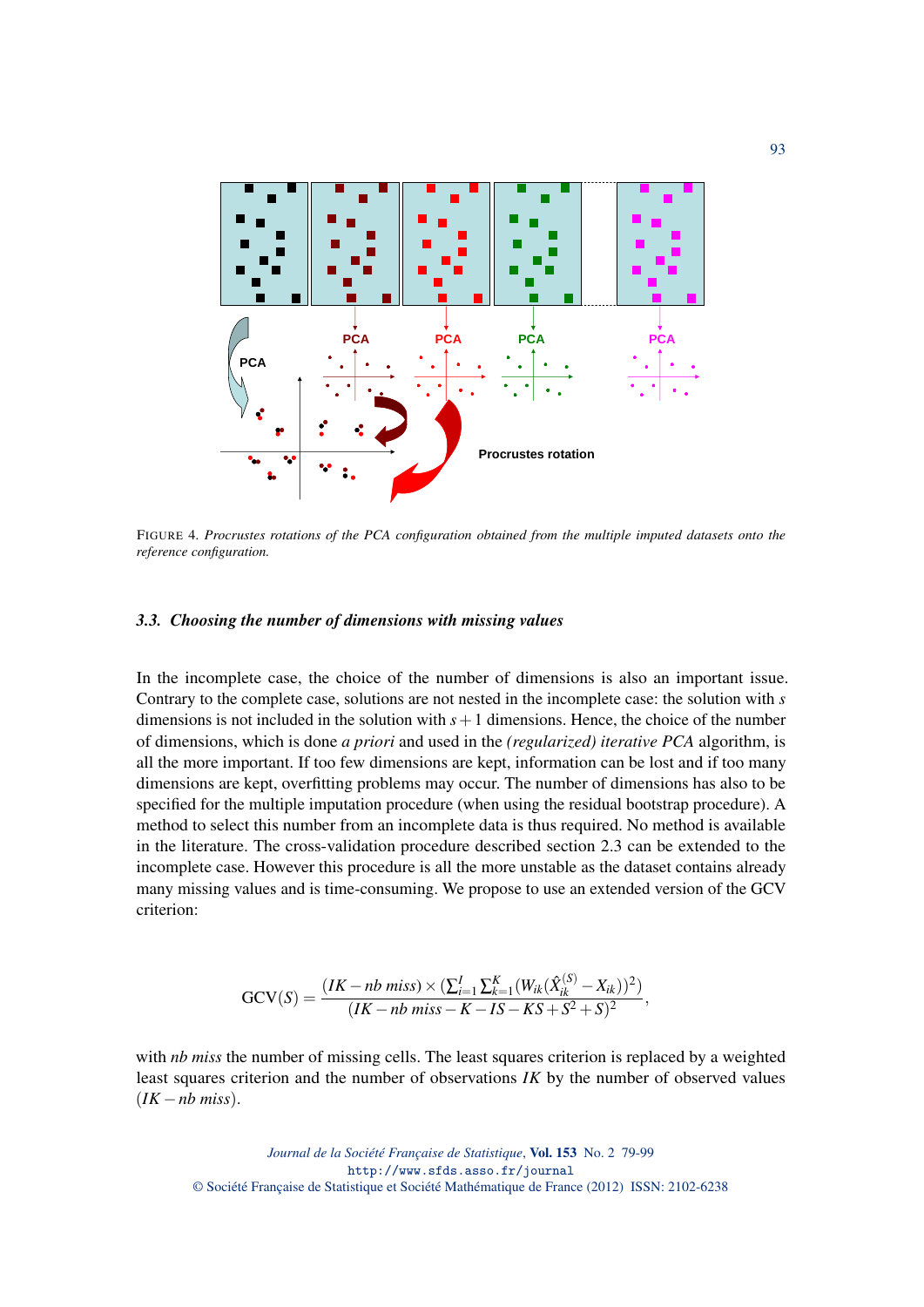FIGURE 4. *Procrustes rotations of the PCA configuration obtained from the multiple imputed datasets onto the reference configuration.*

### 3.3. Choosing the number of dimensions with missing values

In the incomplete case, the choice of the number of dimensions is also an important issue. Contrary to the complete case, solutions are not nested in the incomplete case: the solution with $s$ dimensions is not included in the solution with $s+1$ dimensions. Hence, the choice of the number of dimensions, which is done *a priori* and used in the *(regularized) iterative PCA* algorithm, is all the more important. If too few dimensions are kept, information can be lost and if too many dimensions are kept, overfitting problems may occur. The number of dimensions has also to be specified for the multiple imputation procedure (when using the residual bootstrap procedure). A method to select this number from an incomplete data is thus required. No method is available in the literature. The cross-validation procedure described section 2.3 can be extended to the incomplete case. However this procedure is all the more unstable as the dataset contains already many missing values and is time-consuming. We propose to use an extended version of the GCV criterion:

$$\text{GCV}(S) = \frac{(IK - nb\ miss) \times (\sum_{i=1}^{I} \sum_{k=1}^{K} (W_{ik}(\hat{X}_{ik}^{(S)} - X_{ik}))^2)}{(IK - nb\ miss - K - IS - KS + S^2 + S)^2},$$

with *nb miss* the number of missing cells. The least squares criterion is replaced by a weighted least squares criterion and the number of observations $IK$ by the number of observed values $(IK - nb\ miss)$.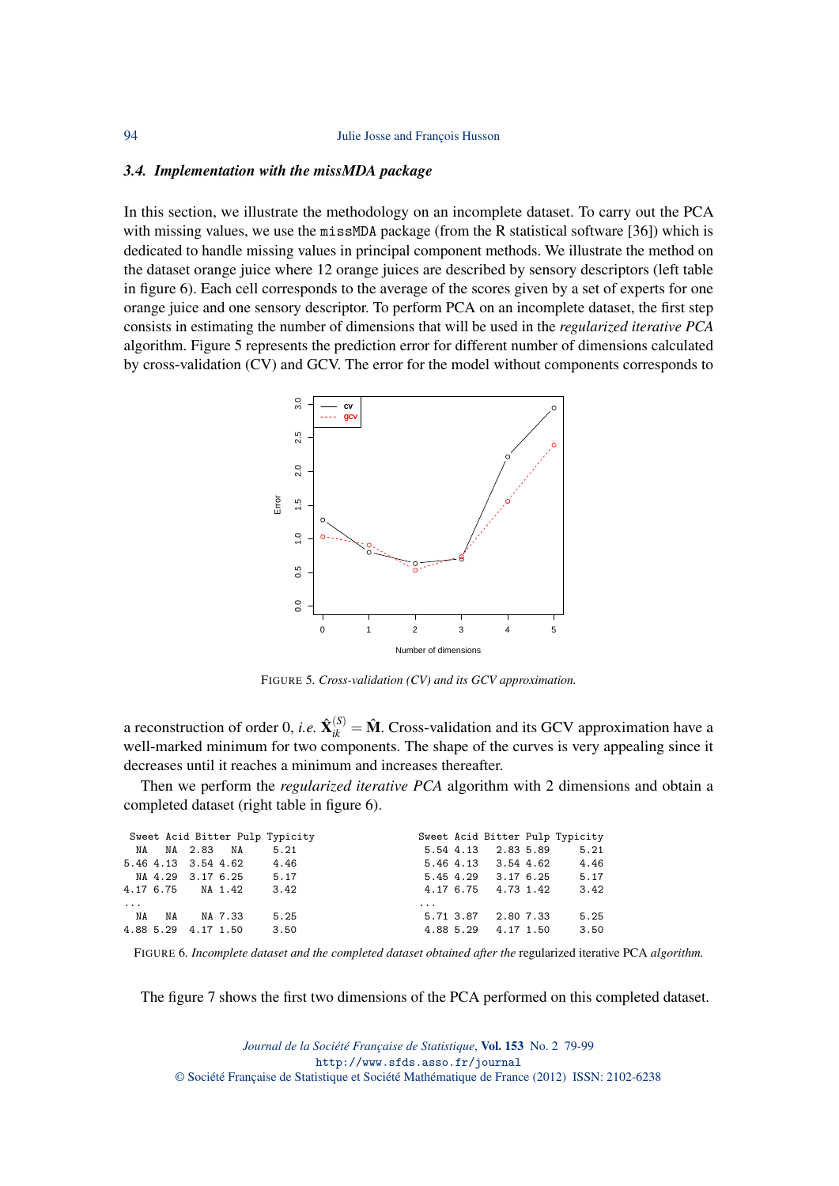### 3.4. Implementation with the missMDA package

In this section, we illustrate the methodology on an incomplete dataset. To carry out the PCA with missing values, we use the `missMDA` package (from the R statistical software [36]) which is dedicated to handle missing values in principal component methods. We illustrate the method on the dataset orange juice where 12 orange juices are described by sensory descriptors (left table in figure 6). Each cell corresponds to the average of the scores given by a set of experts for one orange juice and one sensory descriptor. To perform PCA on an incomplete dataset, the first step consists in estimating the number of dimensions that will be used in the *regularized iterative PCA* algorithm. Figure 5 represents the prediction error for different number of dimensions calculated by cross-validation (CV) and GCV. The error for the model without components corresponds to

FIGURE 5. *Cross-validation (CV) and its GCV approximation.*

a reconstruction of order 0, *i.e.* $\hat{\mathbf{X}}_{ik}^{(S)} = \hat{\mathbf{M}}$. Cross-validation and its GCV approximation have a well-marked minimum for two components. The shape of the curves is very appealing since it decreases until it reaches a minimum and increases thereafter.

Then we perform the *regularized iterative PCA* algorithm with 2 dimensions and obtain a completed dataset (right table in figure 6).

```
 Sweet Acid Bitter Pulp Typicity
  NA   NA  2.83   NA     5.21
5.46 4.13  3.54 4.62     4.46
  NA 4.29  3.17 6.25     5.17
4.17 6.75    NA 1.42     3.42
...
  NA   NA    NA 7.33     5.25
4.88 5.29  4.17 1.50     3.50
```

```
 Sweet Acid Bitter Pulp Typicity
  5.54 4.13   2.83 5.89     5.21
  5.46 4.13   3.54 4.62     4.46
  5.45 4.29   3.17 6.25     5.17
  4.17 6.75   4.73 1.42     3.42
...
  5.71 3.87   2.80 7.33     5.25
  4.88 5.29   4.17 1.50     3.50
```

FIGURE 6. *Incomplete dataset and the completed dataset obtained after the* regularized iterative PCA *algorithm.*

The figure 7 shows the first two dimensions of the PCA performed on this completed dataset.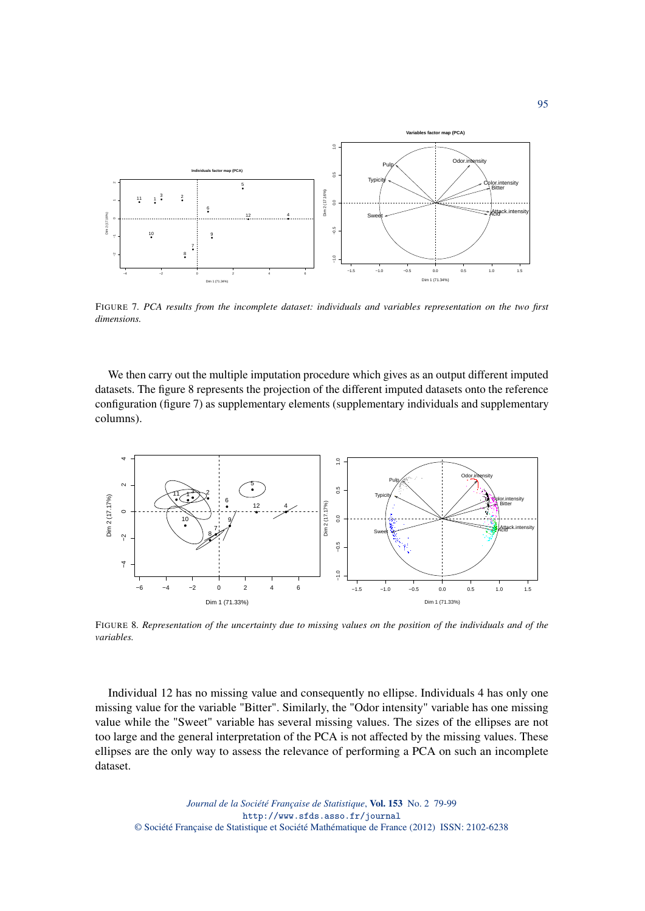FIGURE 7. *PCA results from the incomplete dataset: individuals and variables representation on the two first dimensions.*

We then carry out the multiple imputation procedure which gives as an output different imputed datasets. The figure 8 represents the projection of the different imputed datasets onto the reference configuration (figure 7) as supplementary elements (supplementary individuals and supplementary columns).

FIGURE 8. *Representation of the uncertainty due to missing values on the position of the individuals and of the variables.*

Individual 12 has no missing value and consequently no ellipse. Individuals 4 has only one missing value for the variable "Bitter". Similarly, the "Odor intensity" variable has one missing value while the "Sweet" variable has several missing values. The sizes of the ellipses are not too large and the general interpretation of the PCA is not affected by the missing values. These ellipses are the only way to assess the relevance of performing a PCA on such an incomplete dataset.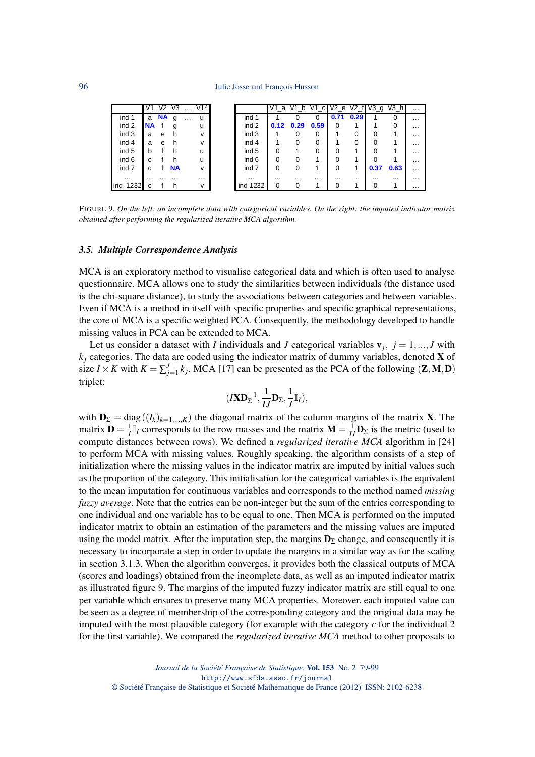| | V1 | V2 | V3 | … | V14 |
|---|---|---|---|---|---|
| ind 1 | a | NA | g | … | u |
| ind 2 | NA | f | g | | u |
| ind 3 | a | e | h | | v |
| ind 4 | a | e | h | | v |
| ind 5 | b | f | h | | u |
| ind 6 | c | f | h | | u |
| ind 7 | c | f | NA | | v |
| … | … | … | … | | … |
| ind 1232 | c | f | h | | v |

| | V1_a | V1_b | V1_c | V2_e | V2_f | V3_g | V3_h | … |
|---|---|---|---|---|---|---|---|---|
| ind 1 | 1 | 0 | 0 | 0.71 | 0.29 | 1 | 0 | … |
| ind 2 | 0.12 | 0.29 | 0.59 | 0 | 1 | 1 | 0 | … |
| ind 3 | 1 | 0 | 0 | 1 | 0 | 0 | 1 | … |
| ind 4 | 1 | 0 | 0 | 1 | 0 | 0 | 1 | … |
| ind 5 | 0 | 1 | 0 | 0 | 1 | 0 | 1 | … |
| ind 6 | 0 | 0 | 1 | 0 | 1 | 0 | 1 | … |
| ind 7 | 0 | 0 | 1 | 0 | 1 | 0.37 | 0.63 | … |
| … | … | … | … | … | … | … | … | … |
| ind 1232 | 0 | 0 | 1 | 0 | 1 | 0 | 1 | … |

FIGURE 9. *On the left: an incomplete data with categorical variables. On the right: the imputed indicator matrix obtained after performing the regularized iterative MCA algorithm.*

### 3.5. Multiple Correspondence Analysis

MCA is an exploratory method to visualise categorical data and which is often used to analyse questionnaire. MCA allows one to study the similarities between individuals (the distance used is the chi-square distance), to study the associations between categories and between variables. Even if MCA is a method in itself with specific properties and specific graphical representations, the core of MCA is a specific weighted PCA. Consequently, the methodology developed to handle missing values in PCA can be extended to MCA.

Let us consider a dataset with $I$ individuals and $J$ categorical variables $\mathbf{v}_j$, $j = 1,...,J$ with $k_j$ categories. The data are coded using the indicator matrix of dummy variables, denoted $\mathbf{X}$ of size $I \times K$ with $K = \sum_{j=1}^{J} k_j$. MCA [17] can be presented as the PCA of the following $(\mathbf{Z}, \mathbf{M}, \mathbf{D})$ triplet:

$$(I\mathbf{X}\mathbf{D}_{\Sigma}^{-1}, \frac{1}{IJ}\mathbf{D}_{\Sigma}, \frac{1}{I}\mathbb{I}_I),$$

with $\mathbf{D}_{\Sigma} = \mathrm{diag}\left((I_k)_{k=1,\ldots,K}\right)$ the diagonal matrix of the column margins of the matrix $\mathbf{X}$. The matrix $\mathbf{D} = \frac{1}{I}\mathbb{I}_I$ corresponds to the row masses and the matrix $\mathbf{M} = \frac{1}{IJ}\mathbf{D}_{\Sigma}$ is the metric (used to compute distances between rows). We defined a *regularized iterative MCA* algorithm in [24] to perform MCA with missing values. Roughly speaking, the algorithm consists of a step of initialization where the missing values in the indicator matrix are imputed by initial values such as the proportion of the category. This initialisation for the categorical variables is the equivalent to the mean imputation for continuous variables and corresponds to the method named *missing fuzzy average*. Note that the entries can be non-integer but the sum of the entries corresponding to one individual and one variable has to be equal to one. Then MCA is performed on the imputed indicator matrix to obtain an estimation of the parameters and the missing values are imputed using the model matrix. After the imputation step, the margins $\mathbf{D}_{\Sigma}$ change, and consequently it is necessary to incorporate a step in order to update the margins in a similar way as for the scaling in section 3.1.3. When the algorithm converges, it provides both the classical outputs of MCA (scores and loadings) obtained from the incomplete data, as well as an imputed indicator matrix as illustrated figure 9. The margins of the imputed fuzzy indicator matrix are still equal to one per variable which ensures to preserve many MCA properties. Moreover, each imputed value can be seen as a degree of membership of the corresponding category and the original data may be imputed with the most plausible category (for example with the category $c$ for the individual 2 for the first variable). We compared the *regularized iterative MCA* method to other proposals to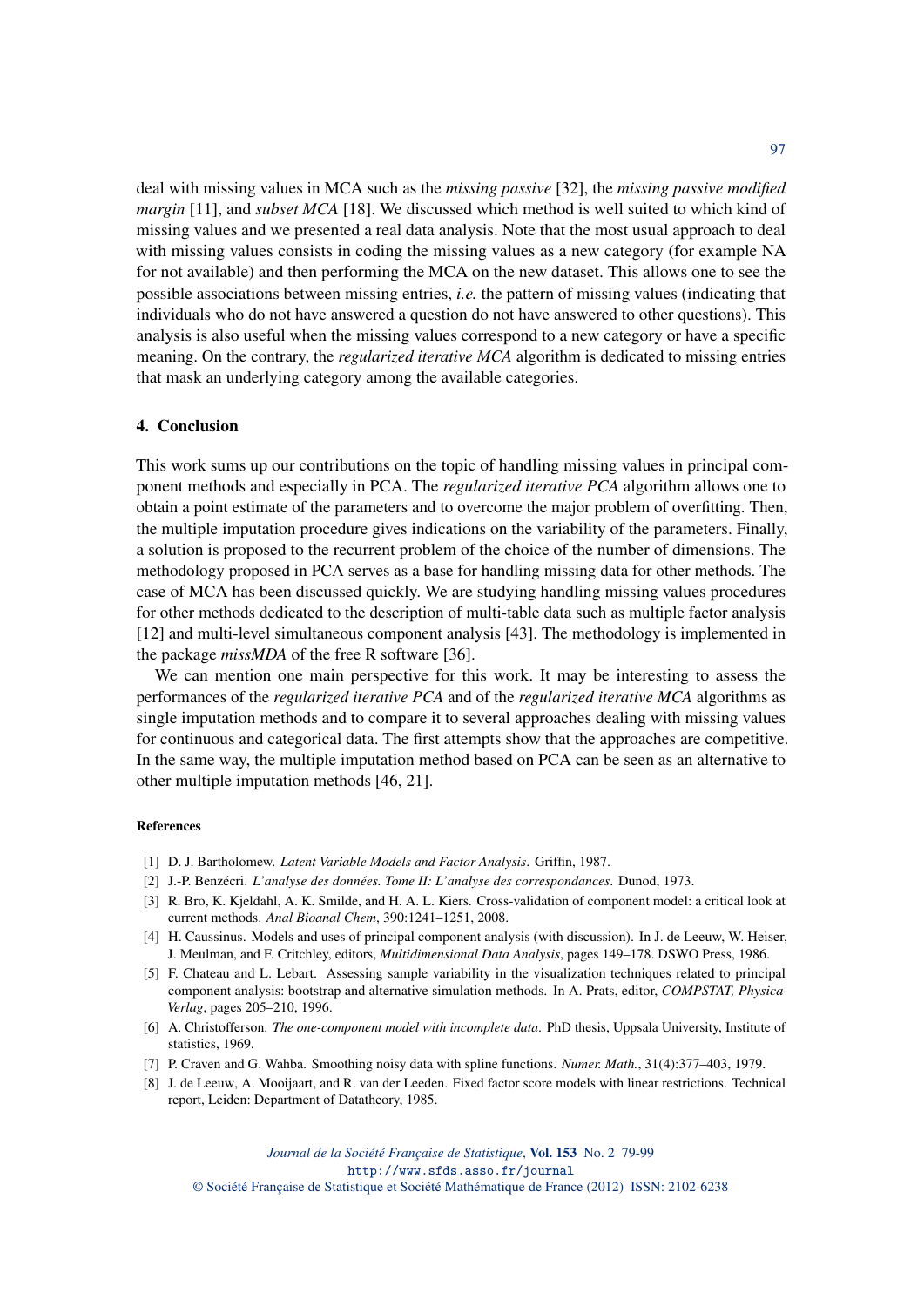deal with missing values in MCA such as the *missing passive* [32], the *missing passive modified margin* [11], and *subset MCA* [18]. We discussed which method is well suited to which kind of missing values and we presented a real data analysis. Note that the most usual approach to deal with missing values consists in coding the missing values as a new category (for example NA for not available) and then performing the MCA on the new dataset. This allows one to see the possible associations between missing entries, *i.e.* the pattern of missing values (indicating that individuals who do not have answered a question do not have answered to other questions). This analysis is also useful when the missing values correspond to a new category or have a specific meaning. On the contrary, the *regularized iterative MCA* algorithm is dedicated to missing entries that mask an underlying category among the available categories.

## 4. Conclusion

This work sums up our contributions on the topic of handling missing values in principal component methods and especially in PCA. The *regularized iterative PCA* algorithm allows one to obtain a point estimate of the parameters and to overcome the major problem of overfitting. Then, the multiple imputation procedure gives indications on the variability of the parameters. Finally, a solution is proposed to the recurrent problem of the choice of the number of dimensions. The methodology proposed in PCA serves as a base for handling missing data for other methods. The case of MCA has been discussed quickly. We are studying handling missing values procedures for other methods dedicated to the description of multi-table data such as multiple factor analysis [12] and multi-level simultaneous component analysis [43]. The methodology is implemented in the package *missMDA* of the free R software [36].

We can mention one main perspective for this work. It may be interesting to assess the performances of the *regularized iterative PCA* and of the *regularized iterative MCA* algorithms as single imputation methods and to compare it to several approaches dealing with missing values for continuous and categorical data. The first attempts show that the approaches are competitive. In the same way, the multiple imputation method based on PCA can be seen as an alternative to other multiple imputation methods [46, 21].

### References

[1] D. J. Bartholomew. *Latent Variable Models and Factor Analysis*. Griffin, 1987.

[2] J.-P. Benzécri. *L'analyse des données. Tome II: L'analyse des correspondances*. Dunod, 1973.

[3] R. Bro, K. Kjeldahl, A. K. Smilde, and H. A. L. Kiers. Cross-validation of component model: a critical look at current methods. *Anal Bioanal Chem*, 390:1241–1251, 2008.

[4] H. Caussinus. Models and uses of principal component analysis (with discussion). In J. de Leeuw, W. Heiser, J. Meulman, and F. Critchley, editors, *Multidimensional Data Analysis*, pages 149–178. DSWO Press, 1986.

[5] F. Chateau and L. Lebart. Assessing sample variability in the visualization techniques related to principal component analysis: bootstrap and alternative simulation methods. In A. Prats, editor, *COMPSTAT, Physica-Verlag*, pages 205–210, 1996.

[6] A. Christofferson. *The one-component model with incomplete data*. PhD thesis, Uppsala University, Institute of statistics, 1969.

[7] P. Craven and G. Wahba. Smoothing noisy data with spline functions. *Numer. Math.*, 31(4):377–403, 1979.

[8] J. de Leeuw, A. Mooijaart, and R. van der Leeden. Fixed factor score models with linear restrictions. Technical report, Leiden: Department of Datatheory, 1985.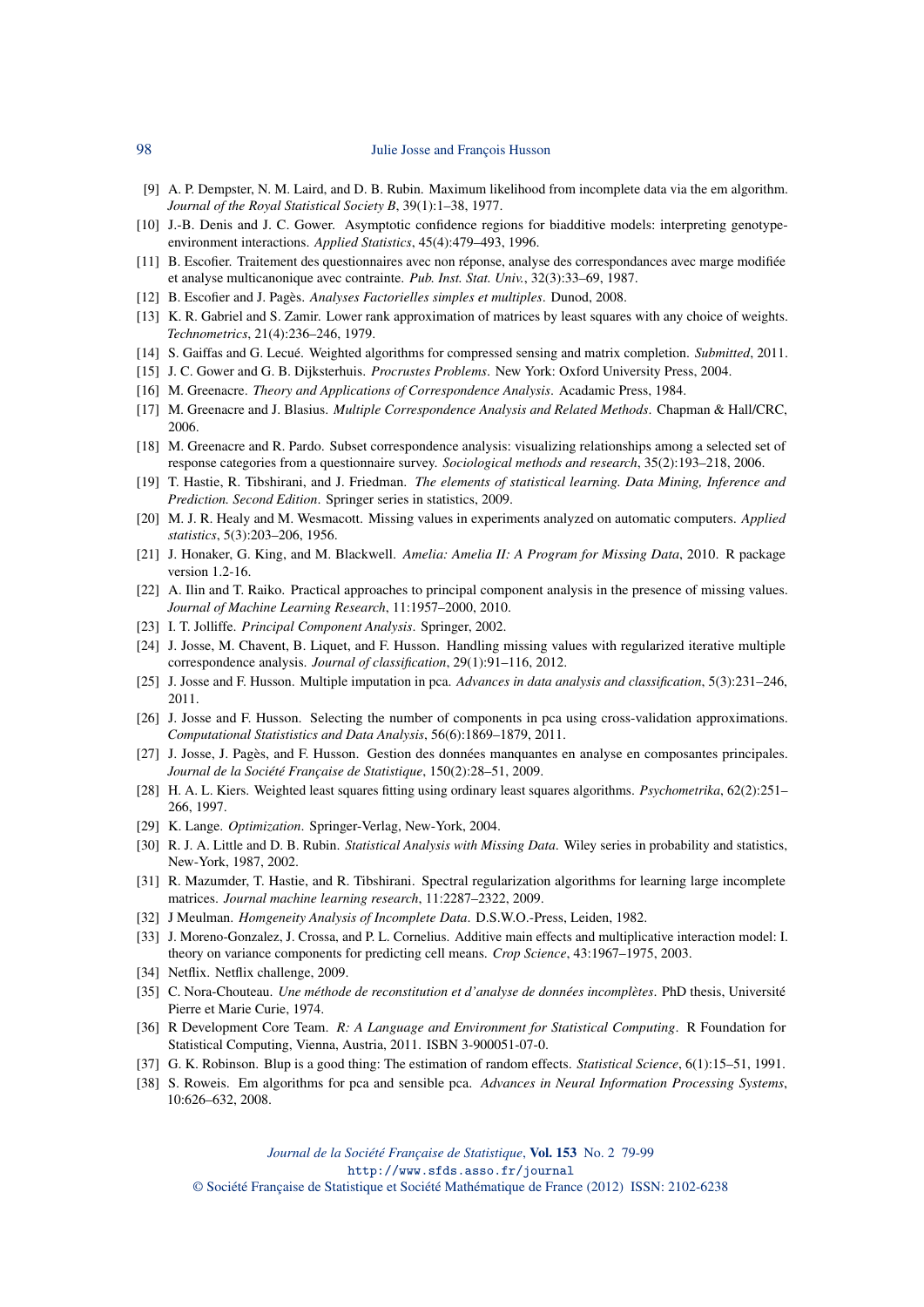[9] A. P. Dempster, N. M. Laird, and D. B. Rubin. Maximum likelihood from incomplete data via the em algorithm. *Journal of the Royal Statistical Society B*, 39(1):1–38, 1977.

[10] J.-B. Denis and J. C. Gower. Asymptotic confidence regions for biadditive models: interpreting genotype-environment interactions. *Applied Statistics*, 45(4):479–493, 1996.

[11] B. Escofier. Traitement des questionnaires avec non réponse, analyse des correspondances avec marge modifiée et analyse multicanonique avec contrainte. *Pub. Inst. Stat. Univ.*, 32(3):33–69, 1987.

[12] B. Escofier and J. Pagès. *Analyses Factorielles simples et multiples*. Dunod, 2008.

[13] K. R. Gabriel and S. Zamir. Lower rank approximation of matrices by least squares with any choice of weights. *Technometrics*, 21(4):236–246, 1979.

[14] S. Gaiffas and G. Lecué. Weighted algorithms for compressed sensing and matrix completion. *Submitted*, 2011.

[15] J. C. Gower and G. B. Dijksterhuis. *Procrustes Problems*. New York: Oxford University Press, 2004.

[16] M. Greenacre. *Theory and Applications of Correspondence Analysis*. Acadamic Press, 1984.

[17] M. Greenacre and J. Blasius. *Multiple Correspondence Analysis and Related Methods*. Chapman & Hall/CRC, 2006.

[18] M. Greenacre and R. Pardo. Subset correspondence analysis: visualizing relationships among a selected set of response categories from a questionnaire survey. *Sociological methods and research*, 35(2):193–218, 2006.

[19] T. Hastie, R. Tibshirani, and J. Friedman. *The elements of statistical learning. Data Mining, Inference and Prediction. Second Edition*. Springer series in statistics, 2009.

[20] M. J. R. Healy and M. Wesmacott. Missing values in experiments analyzed on automatic computers. *Applied statistics*, 5(3):203–206, 1956.

[21] J. Honaker, G. King, and M. Blackwell. *Amelia: Amelia II: A Program for Missing Data*, 2010. R package version 1.2-16.

[22] A. Ilin and T. Raiko. Practical approaches to principal component analysis in the presence of missing values. *Journal of Machine Learning Research*, 11:1957–2000, 2010.

[23] I. T. Jolliffe. *Principal Component Analysis*. Springer, 2002.

[24] J. Josse, M. Chavent, B. Liquet, and F. Husson. Handling missing values with regularized iterative multiple correspondence analysis. *Journal of classification*, 29(1):91–116, 2012.

[25] J. Josse and F. Husson. Multiple imputation in pca. *Advances in data analysis and classification*, 5(3):231–246, 2011.

[26] J. Josse and F. Husson. Selecting the number of components in pca using cross-validation approximations. *Computational Statististics and Data Analysis*, 56(6):1869–1879, 2011.

[27] J. Josse, J. Pagès, and F. Husson. Gestion des données manquantes en analyse en composantes principales. *Journal de la Société Française de Statistique*, 150(2):28–51, 2009.

[28] H. A. L. Kiers. Weighted least squares fitting using ordinary least squares algorithms. *Psychometrika*, 62(2):251–266, 1997.

[29] K. Lange. *Optimization*. Springer-Verlag, New-York, 2004.

[30] R. J. A. Little and D. B. Rubin. *Statistical Analysis with Missing Data*. Wiley series in probability and statistics, New-York, 1987, 2002.

[31] R. Mazumder, T. Hastie, and R. Tibshirani. Spectral regularization algorithms for learning large incomplete matrices. *Journal machine learning research*, 11:2287–2322, 2009.

[32] J Meulman. *Homgeneity Analysis of Incomplete Data*. D.S.W.O.-Press, Leiden, 1982.

[33] J. Moreno-Gonzalez, J. Crossa, and P. L. Cornelius. Additive main effects and multiplicative interaction model: I. theory on variance components for predicting cell means. *Crop Science*, 43:1967–1975, 2003.

[34] Netflix. Netflix challenge, 2009.

[35] C. Nora-Chouteau. *Une méthode de reconstitution et d'analyse de données incomplètes*. PhD thesis, Université Pierre et Marie Curie, 1974.

[36] R Development Core Team. *R: A Language and Environment for Statistical Computing*. R Foundation for Statistical Computing, Vienna, Austria, 2011. ISBN 3-900051-07-0.

[37] G. K. Robinson. Blup is a good thing: The estimation of random effects. *Statistical Science*, 6(1):15–51, 1991.

[38] S. Roweis. Em algorithms for pca and sensible pca. *Advances in Neural Information Processing Systems*, 10:626–632, 2008.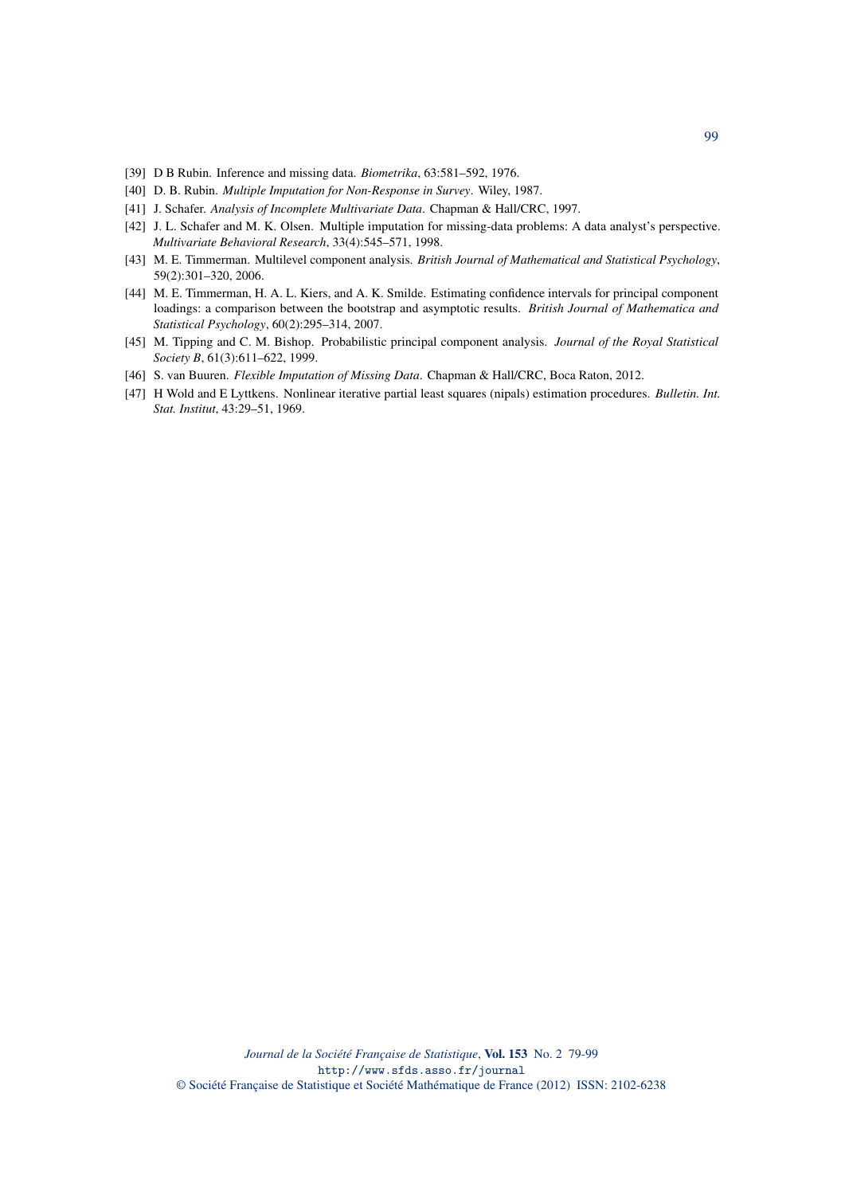[39] D B Rubin. Inference and missing data. *Biometrika*, 63:581–592, 1976.

[40] D. B. Rubin. *Multiple Imputation for Non-Response in Survey*. Wiley, 1987.

[41] J. Schafer. *Analysis of Incomplete Multivariate Data*. Chapman & Hall/CRC, 1997.

[42] J. L. Schafer and M. K. Olsen. Multiple imputation for missing-data problems: A data analyst's perspective. *Multivariate Behavioral Research*, 33(4):545–571, 1998.

[43] M. E. Timmerman. Multilevel component analysis. *British Journal of Mathematical and Statistical Psychology*, 59(2):301–320, 2006.

[44] M. E. Timmerman, H. A. L. Kiers, and A. K. Smilde. Estimating confidence intervals for principal component loadings: a comparison between the bootstrap and asymptotic results. *British Journal of Mathematica and Statistical Psychology*, 60(2):295–314, 2007.

[45] M. Tipping and C. M. Bishop. Probabilistic principal component analysis. *Journal of the Royal Statistical Society B*, 61(3):611–622, 1999.

[46] S. van Buuren. *Flexible Imputation of Missing Data*. Chapman & Hall/CRC, Boca Raton, 2012.

[47] H Wold and E Lyttkens. Nonlinear iterative partial least squares (nipals) estimation procedures. *Bulletin. Int. Stat. Institut*, 43:29–51, 1969.